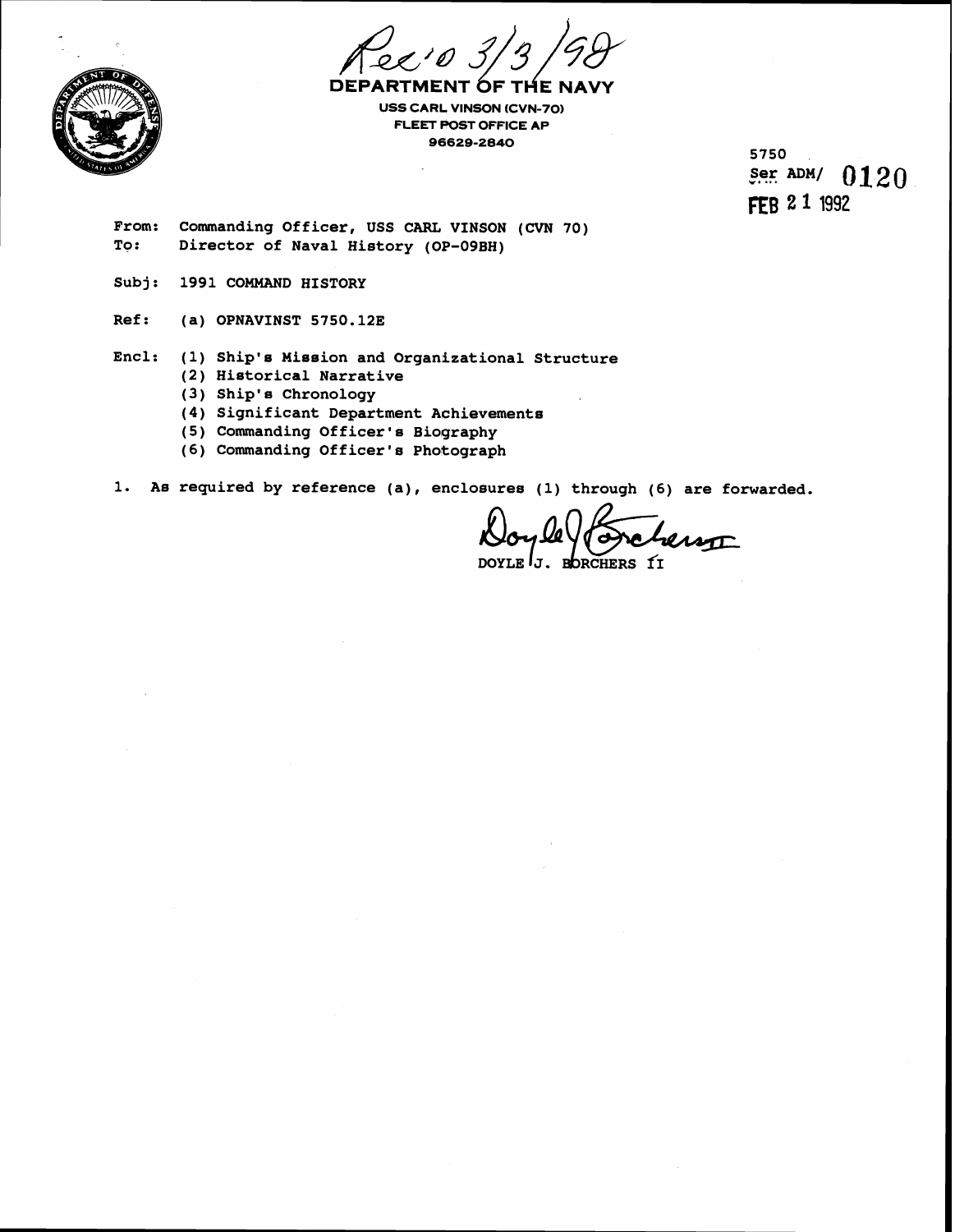Rec'd 3/3/98

**DEPARTMENT OF THE NAVY**

USS CARL VINSON (CVN-70)
FLEET POST OFFICE AP
96629-2840

5750
Ser ADM/ 0120
FEB 21 1992

From: Commanding Officer, USS CARL VINSON (CVN 70)
To: Director of Naval History (OP-09BH)

Subj: 1991 COMMAND HISTORY

Ref: (a) OPNAVINST 5750.12E

Encl: (1) Ship's Mission and Organizational Structure
(2) Historical Narrative
(3) Ship's Chronology
(4) Significant Department Achievements
(5) Commanding Officer's Biography
(6) Commanding Officer's Photograph

1. As required by reference (a), enclosures (1) through (6) are forwarded.

DOYLE J. BORCHERS II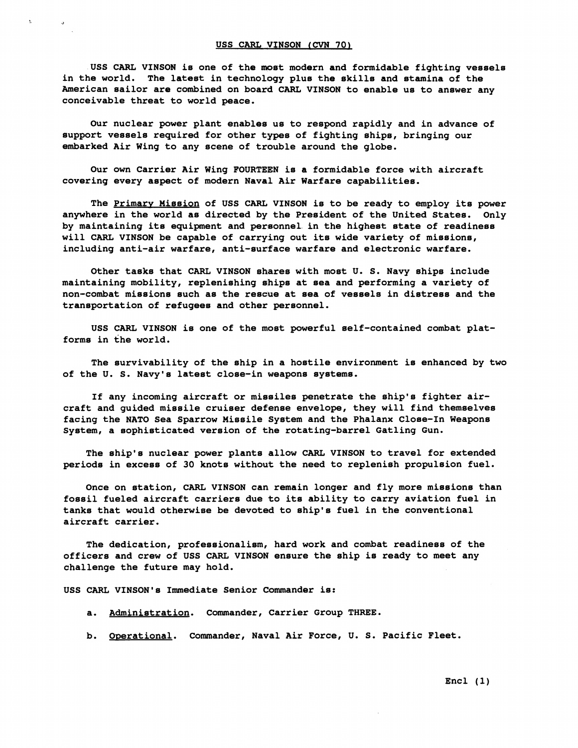# USS CARL VINSON (CVN 70)

USS CARL VINSON is one of the most modern and formidable fighting vessels in the world. The latest in technology plus the skills and stamina of the American sailor are combined on board CARL VINSON to enable us to answer any conceivable threat to world peace.

Our nuclear power plant enables us to respond rapidly and in advance of support vessels required for other types of fighting ships, bringing our embarked Air Wing to any scene of trouble around the globe.

Our own Carrier Air Wing FOURTEEN is a formidable force with aircraft covering every aspect of modern Naval Air Warfare capabilities.

The Primary Mission of USS CARL VINSON is to be ready to employ its power anywhere in the world as directed by the President of the United States. Only by maintaining its equipment and personnel in the highest state of readiness will CARL VINSON be capable of carrying out its wide variety of missions, including anti-air warfare, anti-surface warfare and electronic warfare.

Other tasks that CARL VINSON shares with most U. S. Navy ships include maintaining mobility, replenishing ships at sea and performing a variety of non-combat missions such as the rescue at sea of vessels in distress and the transportation of refugees and other personnel.

USS CARL VINSON is one of the most powerful self-contained combat platforms in the world.

The survivability of the ship in a hostile environment is enhanced by two of the U. S. Navy's latest close-in weapons systems.

If any incoming aircraft or missiles penetrate the ship's fighter aircraft and guided missile cruiser defense envelope, they will find themselves facing the NATO Sea Sparrow Missile System and the Phalanx Close-In Weapons System, a sophisticated version of the rotating-barrel Gatling Gun.

The ship's nuclear power plants allow CARL VINSON to travel for extended periods in excess of 30 knots without the need to replenish propulsion fuel.

Once on station, CARL VINSON can remain longer and fly more missions than fossil fueled aircraft carriers due to its ability to carry aviation fuel in tanks that would otherwise be devoted to ship's fuel in the conventional aircraft carrier.

The dedication, professionalism, hard work and combat readiness of the officers and crew of USS CARL VINSON ensure the ship is ready to meet any challenge the future may hold.

USS CARL VINSON's Immediate Senior Commander is:

a. Administration. Commander, Carrier Group THREE.

b. Operational. Commander, Naval Air Force, U. S. Pacific Fleet.

Encl (1)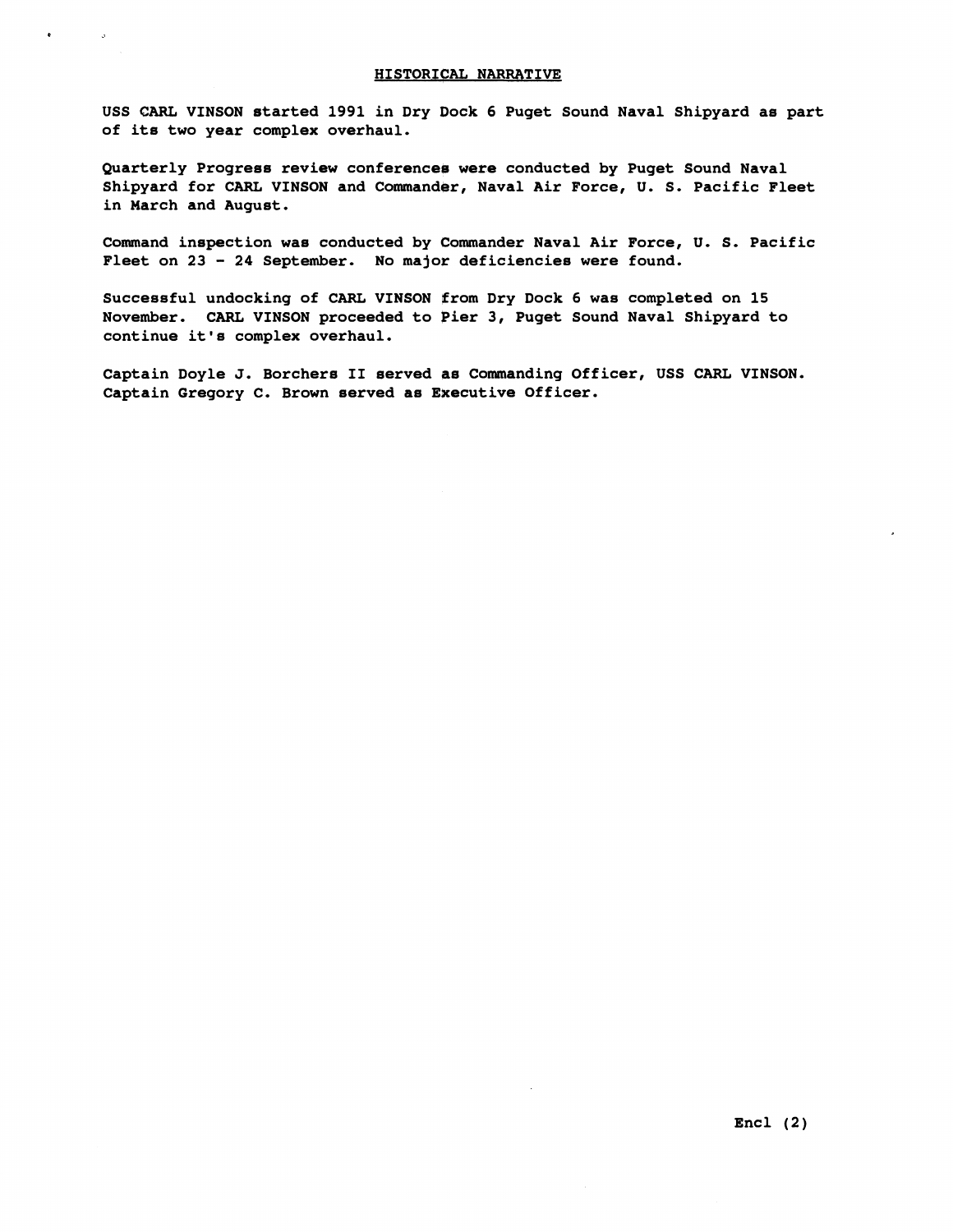## HISTORICAL NARRATIVE

USS CARL VINSON started 1991 in Dry Dock 6 Puget Sound Naval Shipyard as part of its two year complex overhaul.

Quarterly Progress review conferences were conducted by Puget Sound Naval Shipyard for CARL VINSON and Commander, Naval Air Force, U. S. Pacific Fleet in March and August.

Command inspection was conducted by Commander Naval Air Force, U. S. Pacific Fleet on 23 - 24 September. No major deficiencies were found.

Successful undocking of CARL VINSON from Dry Dock 6 was completed on 15 November. CARL VINSON proceeded to Pier 3, Puget Sound Naval Shipyard to continue it's complex overhaul.

Captain Doyle J. Borchers II served as Commanding Officer, USS CARL VINSON. Captain Gregory C. Brown served as Executive Officer.

Encl (2)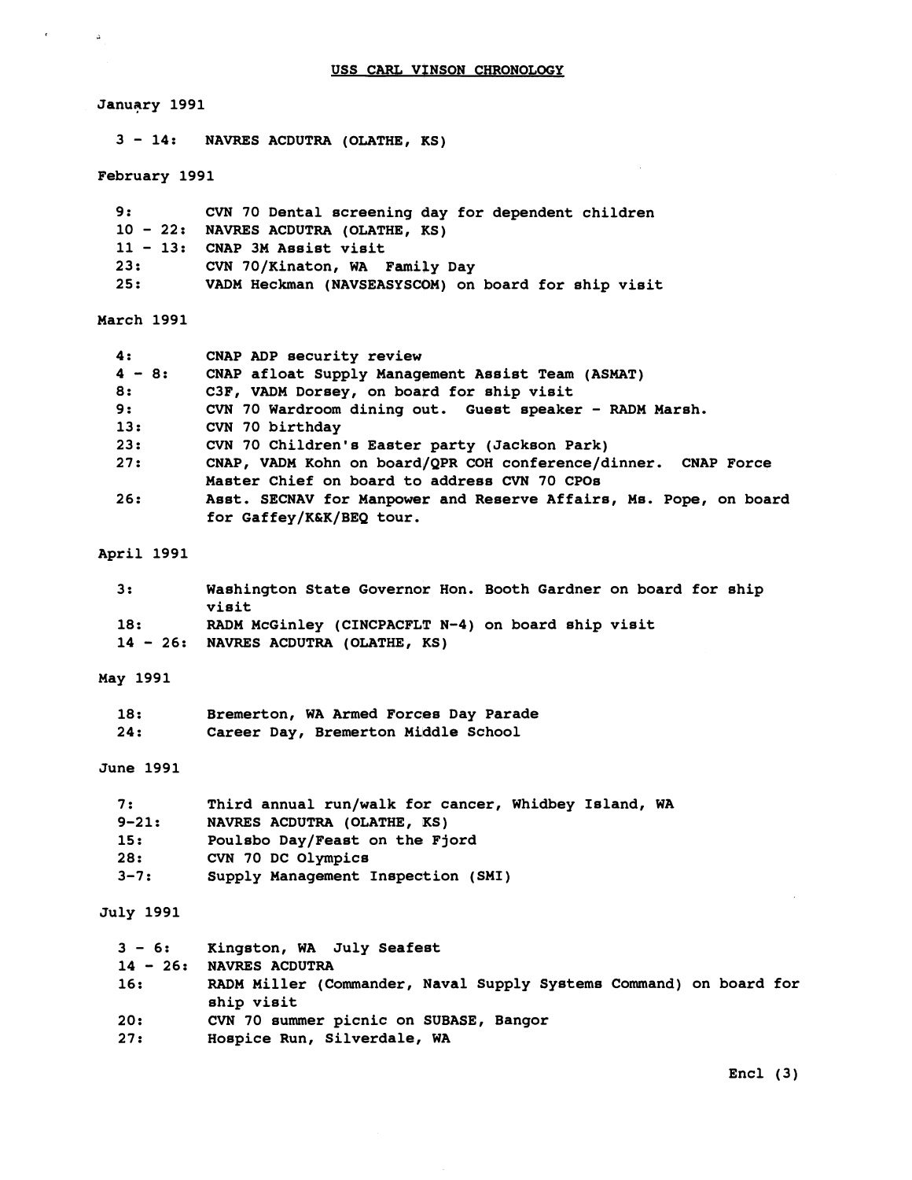# USS CARL VINSON CHRONOLOGY

## January 1991

| | |
|---|---|
| 3 - 14: | NAVRES ACDUTRA (OLATHE, KS) |

## February 1991

| | |
|---|---|
| 9: | CVN 70 Dental screening day for dependent children |
| 10 - 22: | NAVRES ACDUTRA (OLATHE, KS) |
| 11 - 13: | CNAP 3M Assist visit |
| 23: | CVN 70/Kinaton, WA Family Day |
| 25: | VADM Heckman (NAVSEASYSCOM) on board for ship visit |

## March 1991

| | |
|---|---|
| 4: | CNAP ADP security review |
| 4 - 8: | CNAP afloat Supply Management Assist Team (ASMAT) |
| 8: | C3F, VADM Dorsey, on board for ship visit |
| 9: | CVN 70 Wardroom dining out. Guest speaker - RADM Marsh. |
| 13: | CVN 70 birthday |
| 23: | CVN 70 Children's Easter party (Jackson Park) |
| 27: | CNAP, VADM Kohn on board/QPR COH conference/dinner. CNAP Force Master Chief on board to address CVN 70 CPOs |
| 26: | Asst. SECNAV for Manpower and Reserve Affairs, Ms. Pope, on board for Gaffey/K&K/BEQ tour. |

## April 1991

| | |
|---|---|
| 3: | Washington State Governor Hon. Booth Gardner on board for ship visit |
| 18: | RADM McGinley (CINCPACFLT N-4) on board ship visit |
| 14 - 26: | NAVRES ACDUTRA (OLATHE, KS) |

## May 1991

| | |
|---|---|
| 18: | Bremerton, WA Armed Forces Day Parade |
| 24: | Career Day, Bremerton Middle School |

## June 1991

| | |
|---|---|
| 7: | Third annual run/walk for cancer, Whidbey Island, WA |
| 9-21: | NAVRES ACDUTRA (OLATHE, KS) |
| 15: | Poulsbo Day/Feast on the Fjord |
| 28: | CVN 70 DC Olympics |
| 3-7: | Supply Management Inspection (SMI) |

## July 1991

| | |
|---|---|
| 3 - 6: | Kingston, WA July Seafest |
| 14 - 26: | NAVRES ACDUTRA |
| 16: | RADM Miller (Commander, Naval Supply Systems Command) on board for ship visit |
| 20: | CVN 70 summer picnic on SUBASE, Bangor |
| 27: | Hospice Run, Silverdale, WA |

Encl (3)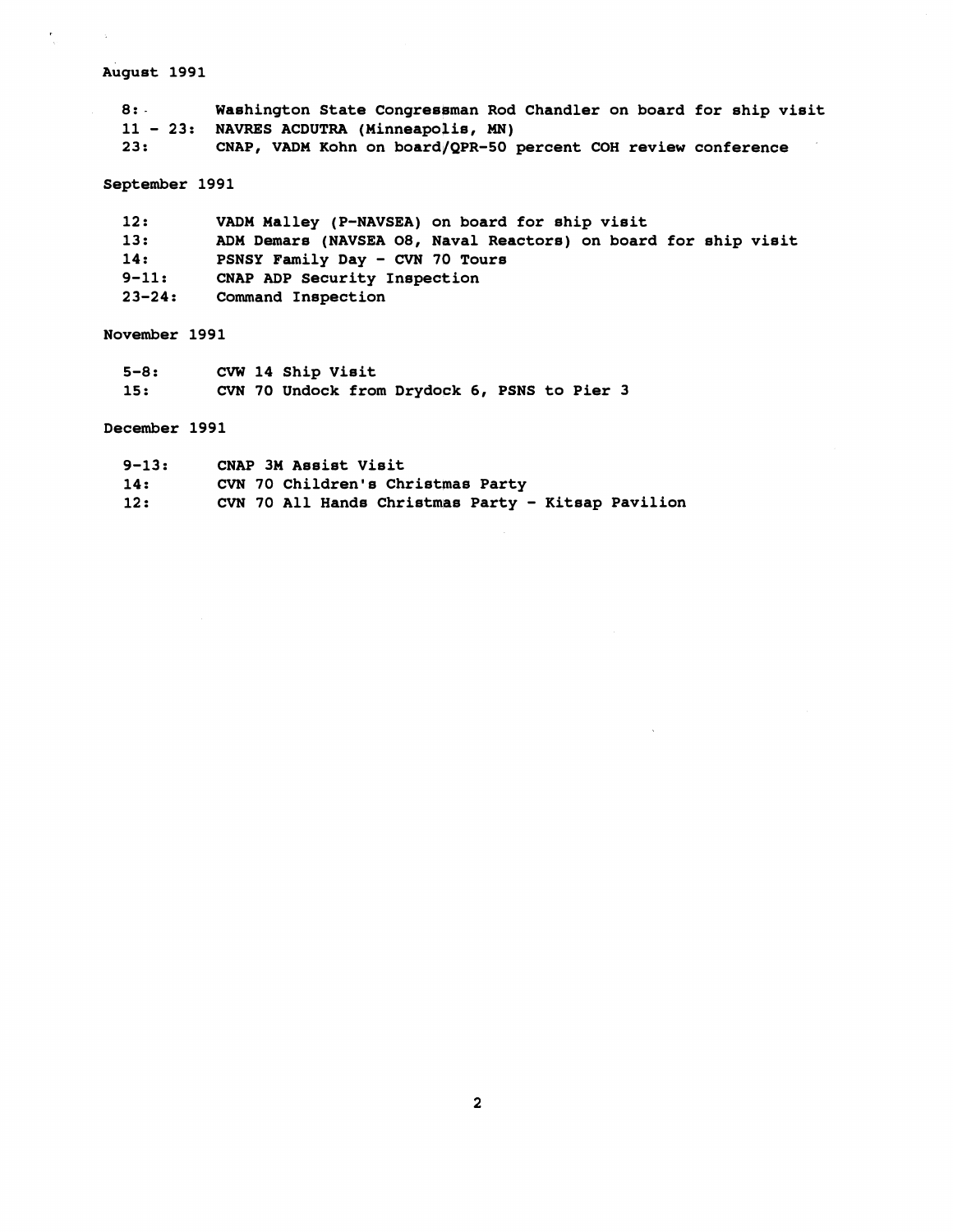August 1991

- 8: Washington State Congressman Rod Chandler on board for ship visit
- 11 - 23: NAVRES ACDUTRA (Minneapolis, MN)
- 23: CNAP, VADM Kohn on board/QPR-50 percent COH review conference

September 1991

- 12: VADM Malley (P-NAVSEA) on board for ship visit
- 13: ADM Demars (NAVSEA 08, Naval Reactors) on board for ship visit
- 14: PSNSY Family Day - CVN 70 Tours
- 9-11: CNAP ADP Security Inspection
- 23-24: Command Inspection

November 1991

- 5-8: CVW 14 Ship Visit
- 15: CVN 70 Undock from Drydock 6, PSNS to Pier 3

December 1991

- 9-13: CNAP 3M Assist Visit
- 14: CVN 70 Children's Christmas Party
- 12: CVN 70 All Hands Christmas Party - Kitsap Pavilion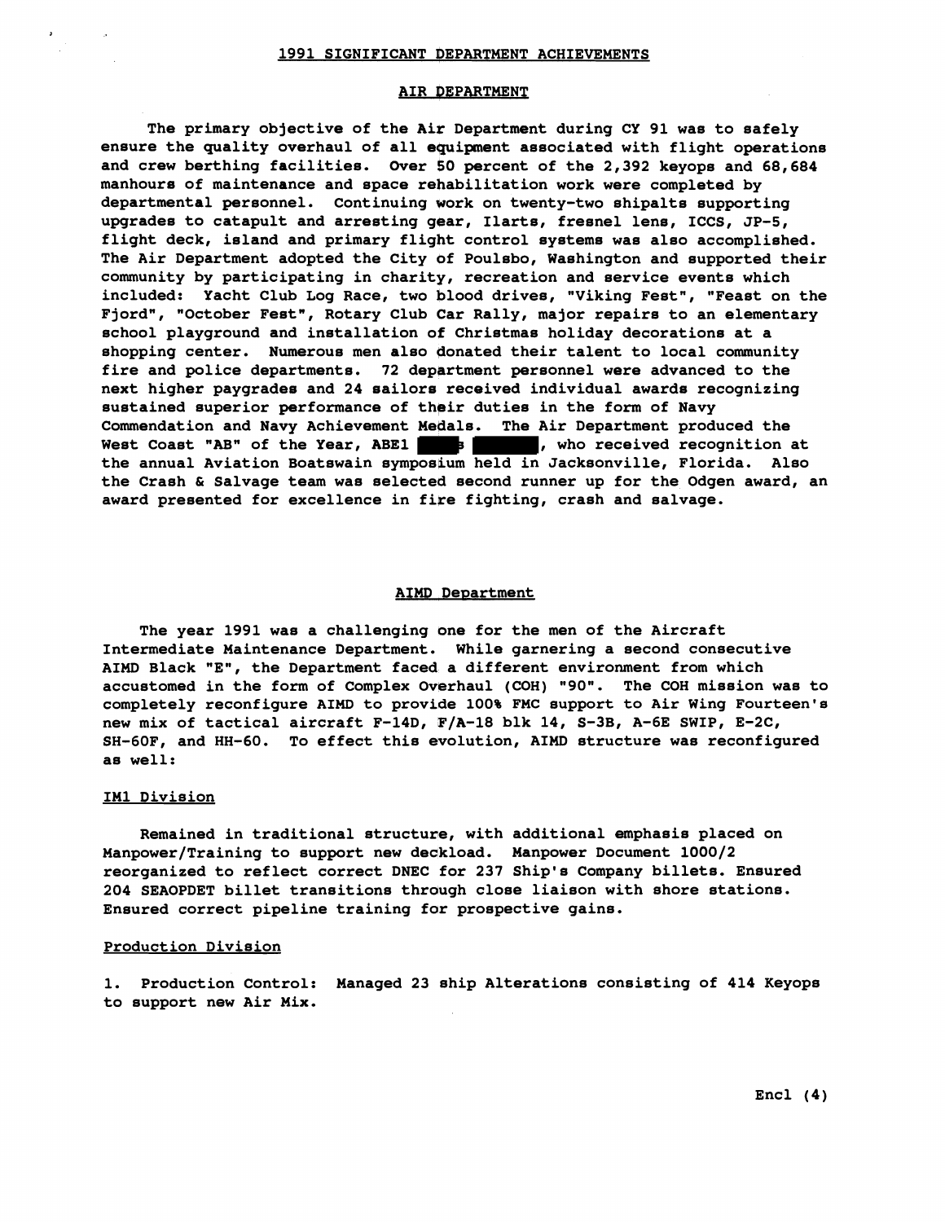## 1991 SIGNIFICANT DEPARTMENT ACHIEVEMENTS

### AIR DEPARTMENT

The primary objective of the Air Department during CY 91 was to safely ensure the quality overhaul of all equipment associated with flight operations and crew berthing facilities. Over 50 percent of the 2,392 keyops and 68,684 manhours of maintenance and space rehabilitation work were completed by departmental personnel. Continuing work on twenty-two shipalts supporting upgrades to catapult and arresting gear, Ilarts, fresnel lens, ICCS, JP-5, flight deck, island and primary flight control systems was also accomplished. The Air Department adopted the City of Poulsbo, Washington and supported their community by participating in charity, recreation and service events which included: Yacht Club Log Race, two blood drives, "Viking Fest", "Feast on the Fjord", "October Fest", Rotary Club Car Rally, major repairs to an elementary school playground and installation of Christmas holiday decorations at a shopping center. Numerous men also donated their talent to local community fire and police departments. 72 department personnel were advanced to the next higher paygrades and 24 sailors received individual awards recognizing sustained superior performance of their duties in the form of Navy Commendation and Navy Achievement Medals. The Air Department produced the West Coast "AB" of the Year, ABE1 ████ ██████, who received recognition at the annual Aviation Boatswain symposium held in Jacksonville, Florida. Also the Crash & Salvage team was selected second runner up for the Odgen award, an award presented for excellence in fire fighting, crash and salvage.

### AIMD Department

The year 1991 was a challenging one for the men of the Aircraft Intermediate Maintenance Department. While garnering a second consecutive AIMD Black "E", the Department faced a different environment from which accustomed in the form of Complex Overhaul (COH) "90". The COH mission was to completely reconfigure AIMD to provide 100% FMC support to Air Wing Fourteen's new mix of tactical aircraft F-14D, F/A-18 blk 14, S-3B, A-6E SWIP, E-2C, SH-60F, and HH-60. To effect this evolution, AIMD structure was reconfigured as well:

#### IM1 Division

Remained in traditional structure, with additional emphasis placed on Manpower/Training to support new deckload. Manpower Document 1000/2 reorganized to reflect correct DNEC for 237 Ship's Company billets. Ensured 204 SEAOPDET billet transitions through close liaison with shore stations. Ensured correct pipeline training for prospective gains.

#### Production Division

1. Production Control: Managed 23 ship Alterations consisting of 414 Keyops to support new Air Mix.

Encl (4)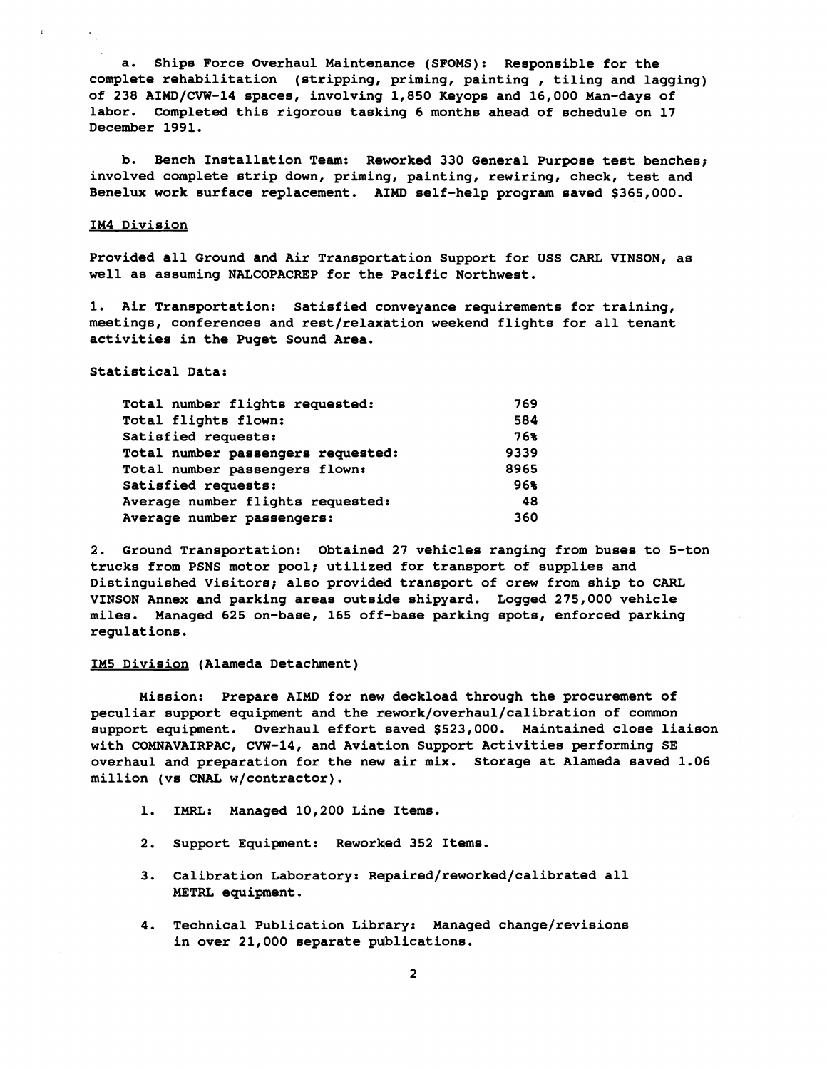a. Ships Force Overhaul Maintenance (SFOMS): Responsible for the complete rehabilitation (stripping, priming, painting , tiling and lagging) of 238 AIMD/CVW-14 spaces, involving 1,850 Keyops and 16,000 Man-days of labor. Completed this rigorous tasking 6 months ahead of schedule on 17 December 1991.

b. Bench Installation Team: Reworked 330 General Purpose test benches; involved complete strip down, priming, painting, rewiring, check, test and Benelux work surface replacement. AIMD self-help program saved $365,000.

IM4 Division

Provided all Ground and Air Transportation Support for USS CARL VINSON, as well as assuming NALCOPACREP for the Pacific Northwest.

1. Air Transportation: Satisfied conveyance requirements for training, meetings, conferences and rest/relaxation weekend flights for all tenant activities in the Puget Sound Area.

Statistical Data:

| | |
|---|---|
| Total number flights requested: | 769 |
| Total flights flown: | 584 |
| Satisfied requests: | 76% |
| Total number passengers requested: | 9339 |
| Total number passengers flown: | 8965 |
| Satisfied requests: | 96% |
| Average number flights requested: | 48 |
| Average number passengers: | 360 |

2. Ground Transportation: Obtained 27 vehicles ranging from buses to 5-ton trucks from PSNS motor pool; utilized for transport of supplies and Distinguished Visitors; also provided transport of crew from ship to CARL VINSON Annex and parking areas outside shipyard. Logged 275,000 vehicle miles. Managed 625 on-base, 165 off-base parking spots, enforced parking regulations.

IM5 Division (Alameda Detachment)

Mission: Prepare AIMD for new deckload through the procurement of peculiar support equipment and the rework/overhaul/calibration of common support equipment. Overhaul effort saved $523,000. Maintained close liaison with COMNAVAIRPAC, CVW-14, and Aviation Support Activities performing SE overhaul and preparation for the new air mix. Storage at Alameda saved 1.06 million (vs CNAL w/contractor).

1. IMRL: Managed 10,200 Line Items.

2. Support Equipment: Reworked 352 Items.

3. Calibration Laboratory: Repaired/reworked/calibrated all METRL equipment.

4. Technical Publication Library: Managed change/revisions in over 21,000 separate publications.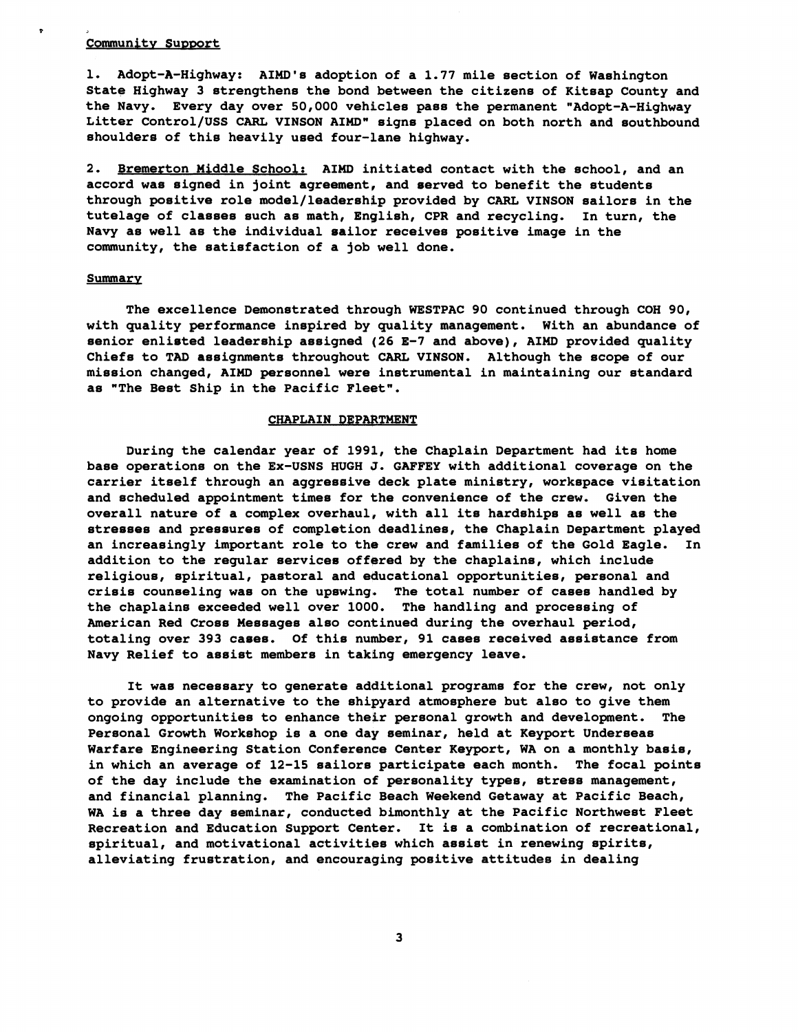Community Support

1. Adopt-A-Highway: AIMD's adoption of a 1.77 mile section of Washington State Highway 3 strengthens the bond between the citizens of Kitsap County and the Navy. Every day over 50,000 vehicles pass the permanent "Adopt-A-Highway Litter Control/USS CARL VINSON AIMD" signs placed on both north and southbound shoulders of this heavily used four-lane highway.

2. Bremerton Middle School: AIMD initiated contact with the school, and an accord was signed in joint agreement, and served to benefit the students through positive role model/leadership provided by CARL VINSON sailors in the tutelage of classes such as math, English, CPR and recycling. In turn, the Navy as well as the individual sailor receives positive image in the community, the satisfaction of a job well done.

Summary

The excellence Demonstrated through WESTPAC 90 continued through COH 90, with quality performance inspired by quality management. With an abundance of senior enlisted leadership assigned (26 E-7 and above), AIMD provided quality Chiefs to TAD assignments throughout CARL VINSON. Although the scope of our mission changed, AIMD personnel were instrumental in maintaining our standard as "The Best Ship in the Pacific Fleet".

## CHAPLAIN DEPARTMENT

During the calendar year of 1991, the Chaplain Department had its home base operations on the Ex-USNS HUGH J. GAFFEY with additional coverage on the carrier itself through an aggressive deck plate ministry, workspace visitation and scheduled appointment times for the convenience of the crew. Given the overall nature of a complex overhaul, with all its hardships as well as the stresses and pressures of completion deadlines, the Chaplain Department played an increasingly important role to the crew and families of the Gold Eagle. In addition to the regular services offered by the chaplains, which include religious, spiritual, pastoral and educational opportunities, personal and crisis counseling was on the upswing. The total number of cases handled by the chaplains exceeded well over 1000. The handling and processing of American Red Cross Messages also continued during the overhaul period, totaling over 393 cases. Of this number, 91 cases received assistance from Navy Relief to assist members in taking emergency leave.

It was necessary to generate additional programs for the crew, not only to provide an alternative to the shipyard atmosphere but also to give them ongoing opportunities to enhance their personal growth and development. The Personal Growth Workshop is a one day seminar, held at Keyport Underseas Warfare Engineering Station Conference Center Keyport, WA on a monthly basis, in which an average of 12-15 sailors participate each month. The focal points of the day include the examination of personality types, stress management, and financial planning. The Pacific Beach Weekend Getaway at Pacific Beach, WA is a three day seminar, conducted bimonthly at the Pacific Northwest Fleet Recreation and Education Support Center. It is a combination of recreational, spiritual, and motivational activities which assist in renewing spirits, alleviating frustration, and encouraging positive attitudes in dealing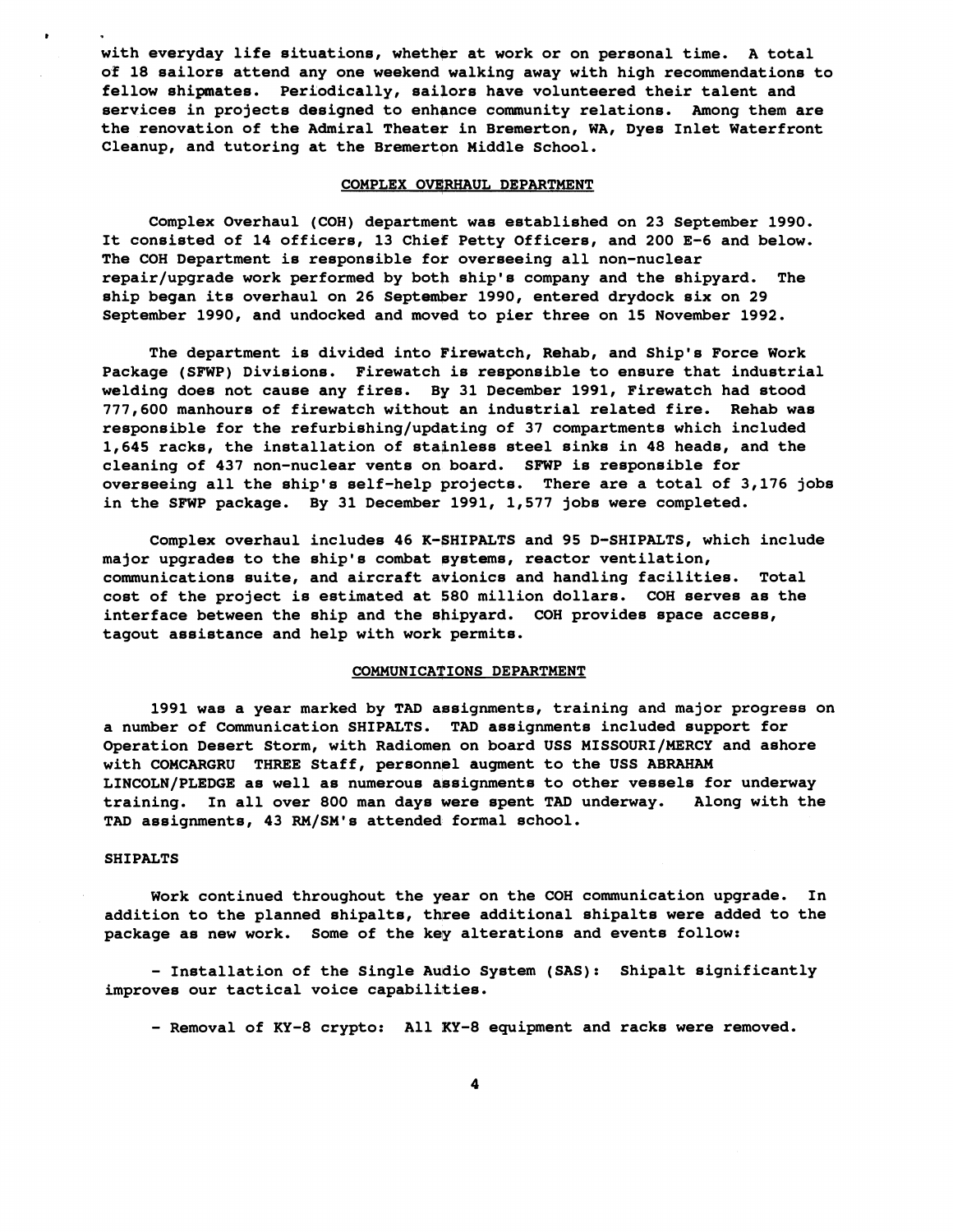with everyday life situations, whether at work or on personal time. A total of 18 sailors attend any one weekend walking away with high recommendations to fellow shipmates. Periodically, sailors have volunteered their talent and services in projects designed to enhance community relations. Among them are the renovation of the Admiral Theater in Bremerton, WA, Dyes Inlet Waterfront Cleanup, and tutoring at the Bremerton Middle School.

## COMPLEX OVERHAUL DEPARTMENT

Complex Overhaul (COH) department was established on 23 September 1990. It consisted of 14 officers, 13 Chief Petty Officers, and 200 E-6 and below. The COH Department is responsible for overseeing all non-nuclear repair/upgrade work performed by both ship's company and the shipyard. The ship began its overhaul on 26 September 1990, entered drydock six on 29 September 1990, and undocked and moved to pier three on 15 November 1992.

The department is divided into Firewatch, Rehab, and Ship's Force Work Package (SFWP) Divisions. Firewatch is responsible to ensure that industrial welding does not cause any fires. By 31 December 1991, Firewatch had stood 777,600 manhours of firewatch without an industrial related fire. Rehab was responsible for the refurbishing/updating of 37 compartments which included 1,645 racks, the installation of stainless steel sinks in 48 heads, and the cleaning of 437 non-nuclear vents on board. SFWP is responsible for overseeing all the ship's self-help projects. There are a total of 3,176 jobs in the SFWP package. By 31 December 1991, 1,577 jobs were completed.

Complex overhaul includes 46 K-SHIPALTS and 95 D-SHIPALTS, which include major upgrades to the ship's combat systems, reactor ventilation, communications suite, and aircraft avionics and handling facilities. Total cost of the project is estimated at 580 million dollars. COH serves as the interface between the ship and the shipyard. COH provides space access, tagout assistance and help with work permits.

## COMMUNICATIONS DEPARTMENT

1991 was a year marked by TAD assignments, training and major progress on a number of Communication SHIPALTS. TAD assignments included support for Operation Desert Storm, with Radiomen on board USS MISSOURI/MERCY and ashore with COMCARGRU THREE Staff, personnel augment to the USS ABRAHAM LINCOLN/PLEDGE as well as numerous assignments to other vessels for underway training. In all over 800 man days were spent TAD underway. Along with the TAD assignments, 43 RM/SM's attended formal school.

### SHIPALTS

Work continued throughout the year on the COH communication upgrade. In addition to the planned shipalts, three additional shipalts were added to the package as new work. Some of the key alterations and events follow:

- Installation of the Single Audio System (SAS): Shipalt significantly improves our tactical voice capabilities.

- Removal of KY-8 crypto: All KY-8 equipment and racks were removed.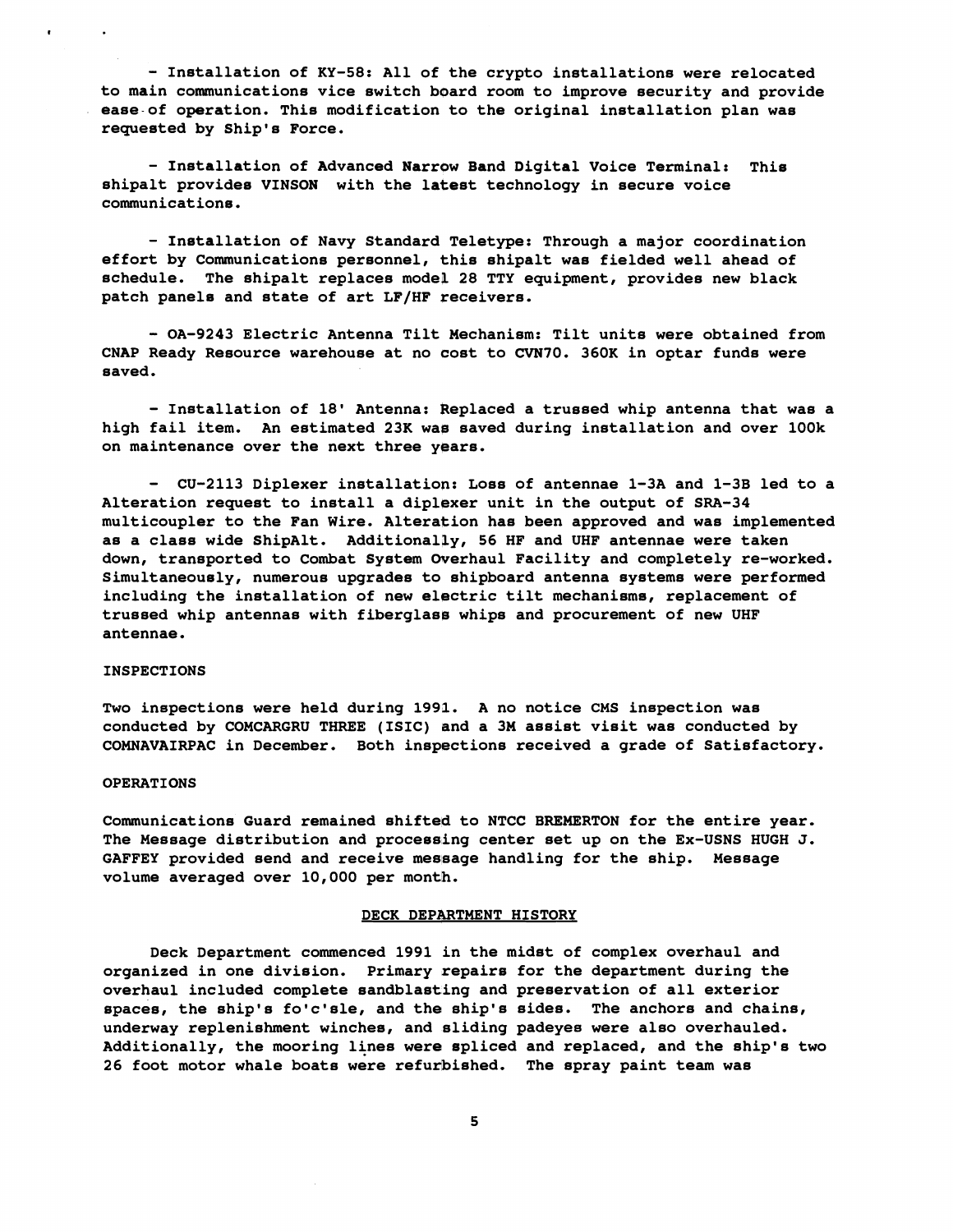- Installation of KY-58: All of the crypto installations were relocated to main communications vice switch board room to improve security and provide ease of operation. This modification to the original installation plan was requested by Ship's Force.

- Installation of Advanced Narrow Band Digital Voice Terminal: This shipalt provides VINSON with the latest technology in secure voice communications.

- Installation of Navy Standard Teletype: Through a major coordination effort by Communications personnel, this shipalt was fielded well ahead of schedule. The shipalt replaces model 28 TTY equipment, provides new black patch panels and state of art LF/HF receivers.

- OA-9243 Electric Antenna Tilt Mechanism: Tilt units were obtained from CNAP Ready Resource warehouse at no cost to CVN70. 360K in optar funds were saved.

- Installation of 18' Antenna: Replaced a trussed whip antenna that was a high fail item. An estimated 23K was saved during installation and over 100k on maintenance over the next three years.

- CU-2113 Diplexer installation: Loss of antennae 1-3A and 1-3B led to a Alteration request to install a diplexer unit in the output of SRA-34 multicoupler to the Fan Wire. Alteration has been approved and was implemented as a class wide ShipAlt. Additionally, 56 HF and UHF antennae were taken down, transported to Combat System Overhaul Facility and completely re-worked. Simultaneously, numerous upgrades to shipboard antenna systems were performed including the installation of new electric tilt mechanisms, replacement of trussed whip antennas with fiberglass whips and procurement of new UHF antennae.

INSPECTIONS

Two inspections were held during 1991. A no notice CMS inspection was conducted by COMCARGRU THREE (ISIC) and a 3M assist visit was conducted by COMNAVAIRPAC in December. Both inspections received a grade of Satisfactory.

OPERATIONS

Communications Guard remained shifted to NTCC BREMERTON for the entire year. The Message distribution and processing center set up on the Ex-USNS HUGH J. GAFFEY provided send and receive message handling for the ship. Message volume averaged over 10,000 per month.

## DECK DEPARTMENT HISTORY

Deck Department commenced 1991 in the midst of complex overhaul and organized in one division. Primary repairs for the department during the overhaul included complete sandblasting and preservation of all exterior spaces, the ship's fo'c'sle, and the ship's sides. The anchors and chains, underway replenishment winches, and sliding padeyes were also overhauled. Additionally, the mooring lines were spliced and replaced, and the ship's two 26 foot motor whale boats were refurbished. The spray paint team was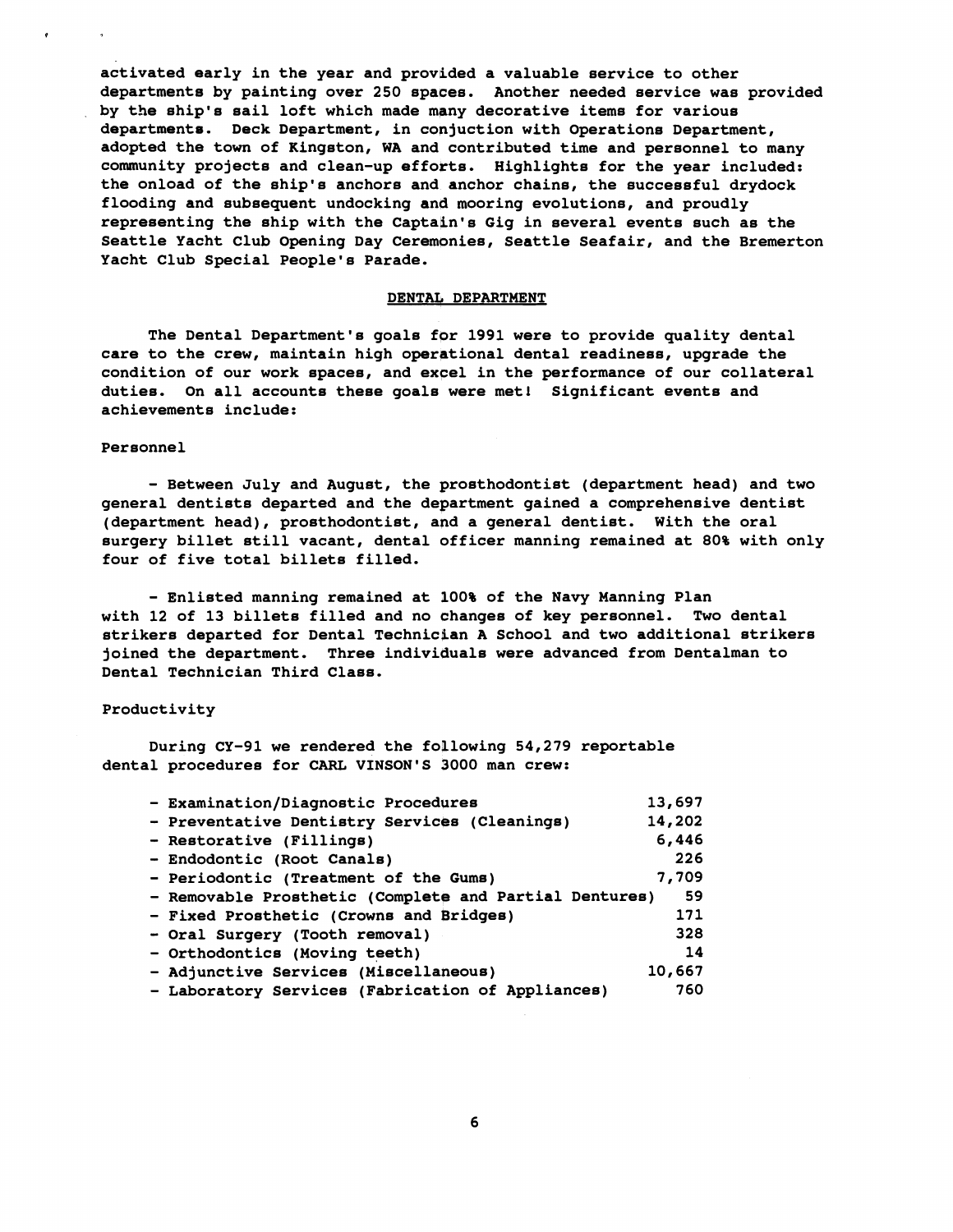activated early in the year and provided a valuable service to other departments by painting over 250 spaces. Another needed service was provided by the ship's sail loft which made many decorative items for various departments. Deck Department, in conjuction with Operations Department, adopted the town of Kingston, WA and contributed time and personnel to many community projects and clean-up efforts. Highlights for the year included: the onload of the ship's anchors and anchor chains, the successful drydock flooding and subsequent undocking and mooring evolutions, and proudly representing the ship with the Captain's Gig in several events such as the Seattle Yacht Club Opening Day Ceremonies, Seattle Seafair, and the Bremerton Yacht Club Special People's Parade.

## DENTAL DEPARTMENT

The Dental Department's goals for 1991 were to provide quality dental care to the crew, maintain high operational dental readiness, upgrade the condition of our work spaces, and excel in the performance of our collateral duties. On all accounts these goals were met! Significant events and achievements include:

### Personnel

- Between July and August, the prosthodontist (department head) and two general dentists departed and the department gained a comprehensive dentist (department head), prosthodontist, and a general dentist. With the oral surgery billet still vacant, dental officer manning remained at 80% with only four of five total billets filled.

- Enlisted manning remained at 100% of the Navy Manning Plan with 12 of 13 billets filled and no changes of key personnel. Two dental strikers departed for Dental Technician A School and two additional strikers joined the department. Three individuals were advanced from Dentalman to Dental Technician Third Class.

### Productivity

During CY-91 we rendered the following 54,279 reportable dental procedures for CARL VINSON'S 3000 man crew:

| Procedure | Count |
|---|---|
| - Examination/Diagnostic Procedures | 13,697 |
| - Preventative Dentistry Services (Cleanings) | 14,202 |
| - Restorative (Fillings) | 6,446 |
| - Endodontic (Root Canals) | 226 |
| - Periodontic (Treatment of the Gums) | 7,709 |
| - Removable Prosthetic (Complete and Partial Dentures) | 59 |
| - Fixed Prosthetic (Crowns and Bridges) | 171 |
| - Oral Surgery (Tooth removal) | 328 |
| - Orthodontics (Moving teeth) | 14 |
| - Adjunctive Services (Miscellaneous) | 10,667 |
| - Laboratory Services (Fabrication of Appliances) | 760 |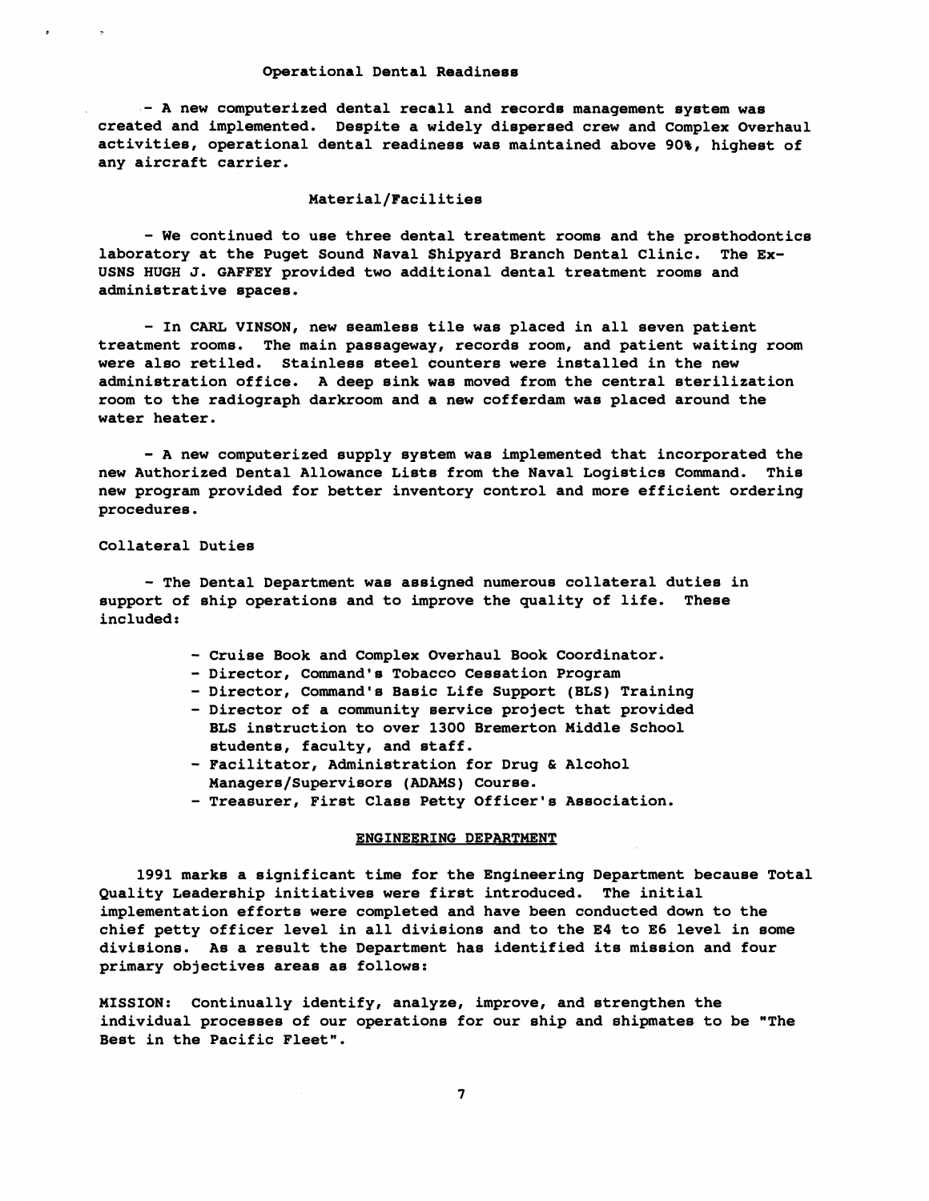### Operational Dental Readiness

- A new computerized dental recall and records management system was created and implemented. Despite a widely dispersed crew and Complex Overhaul activities, operational dental readiness was maintained above 90%, highest of any aircraft carrier.

### Material/Facilities

- We continued to use three dental treatment rooms and the prosthodontics laboratory at the Puget Sound Naval Shipyard Branch Dental Clinic. The Ex-USNS HUGH J. GAFFEY provided two additional dental treatment rooms and administrative spaces.

- In CARL VINSON, new seamless tile was placed in all seven patient treatment rooms. The main passageway, records room, and patient waiting room were also retiled. Stainless steel counters were installed in the new administration office. A deep sink was moved from the central sterilization room to the radiograph darkroom and a new cofferdam was placed around the water heater.

- A new computerized supply system was implemented that incorporated the new Authorized Dental Allowance Lists from the Naval Logistics Command. This new program provided for better inventory control and more efficient ordering procedures.

### Collateral Duties

- The Dental Department was assigned numerous collateral duties in support of ship operations and to improve the quality of life. These included:

  - Cruise Book and Complex Overhaul Book Coordinator.
  - Director, Command's Tobacco Cessation Program
  - Director, Command's Basic Life Support (BLS) Training
  - Director of a community service project that provided BLS instruction to over 1300 Bremerton Middle School students, faculty, and staff.
  - Facilitator, Administration for Drug & Alcohol Managers/Supervisors (ADAMS) Course.
  - Treasurer, First Class Petty Officer's Association.

## ENGINEERING DEPARTMENT

1991 marks a significant time for the Engineering Department because Total Quality Leadership initiatives were first introduced. The initial implementation efforts were completed and have been conducted down to the chief petty officer level in all divisions and to the E4 to E6 level in some divisions. As a result the Department has identified its mission and four primary objectives areas as follows:

MISSION: Continually identify, analyze, improve, and strengthen the individual processes of our operations for our ship and shipmates to be "The Best in the Pacific Fleet".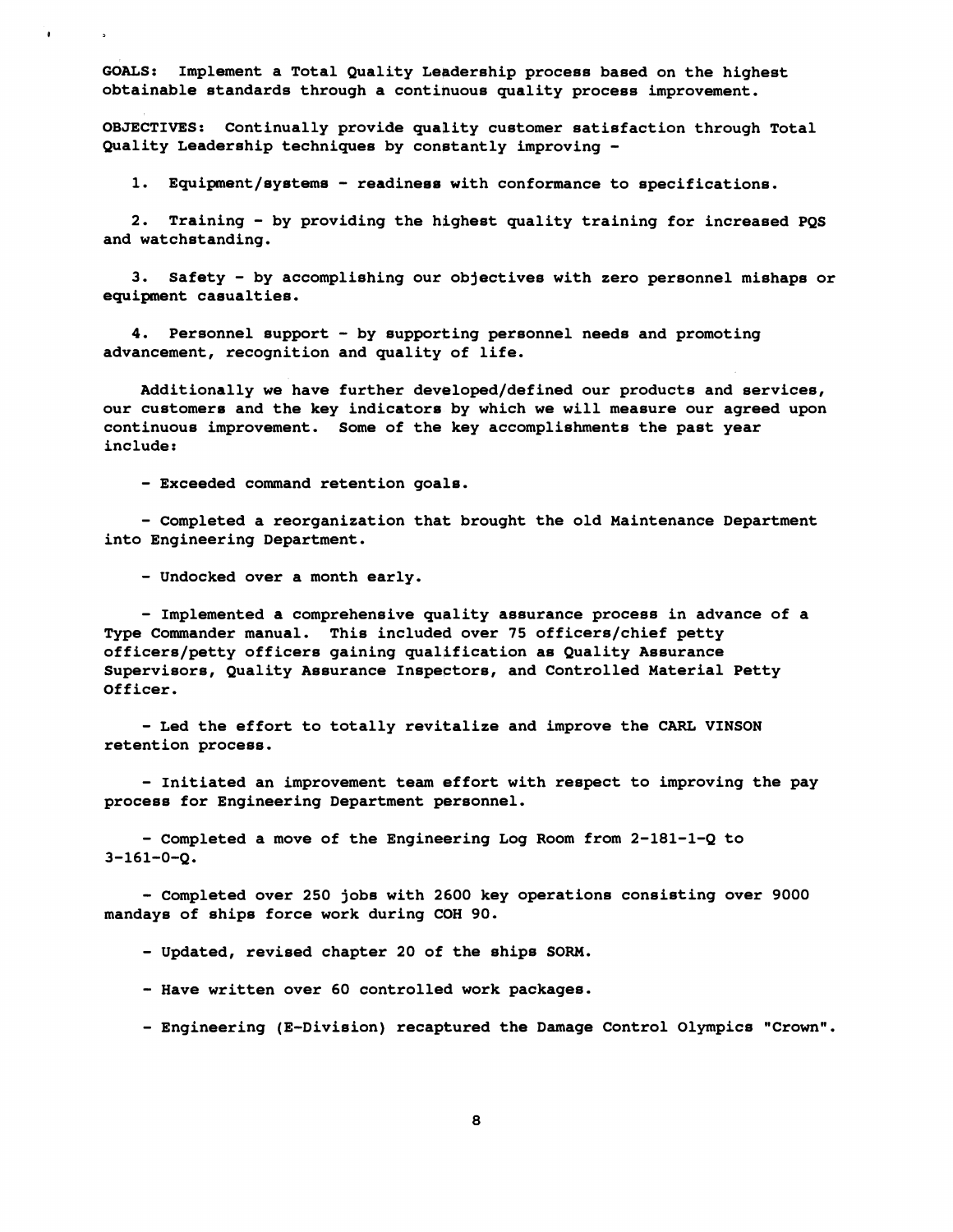**GOALS:** Implement a Total Quality Leadership process based on the highest obtainable standards through a continuous quality process improvement.

**OBJECTIVES:** Continually provide quality customer satisfaction through Total Quality Leadership techniques by constantly improving -

1. Equipment/systems - readiness with conformance to specifications.

2. Training - by providing the highest quality training for increased PQS and watchstanding.

3. Safety - by accomplishing our objectives with zero personnel mishaps or equipment casualties.

4. Personnel support - by supporting personnel needs and promoting advancement, recognition and quality of life.

Additionally we have further developed/defined our products and services, our customers and the key indicators by which we will measure our agreed upon continuous improvement. Some of the key accomplishments the past year include:

- Exceeded command retention goals.

- Completed a reorganization that brought the old Maintenance Department into Engineering Department.

- Undocked over a month early.

- Implemented a comprehensive quality assurance process in advance of a Type Commander manual. This included over 75 officers/chief petty officers/petty officers gaining qualification as Quality Assurance Supervisors, Quality Assurance Inspectors, and Controlled Material Petty Officer.

- Led the effort to totally revitalize and improve the CARL VINSON retention process.

- Initiated an improvement team effort with respect to improving the pay process for Engineering Department personnel.

- Completed a move of the Engineering Log Room from 2-181-1-Q to 3-161-0-Q.

- Completed over 250 jobs with 2600 key operations consisting over 9000 mandays of ships force work during COH 90.

- Updated, revised chapter 20 of the ships SORM.

- Have written over 60 controlled work packages.

- Engineering (E-Division) recaptured the Damage Control Olympics "Crown".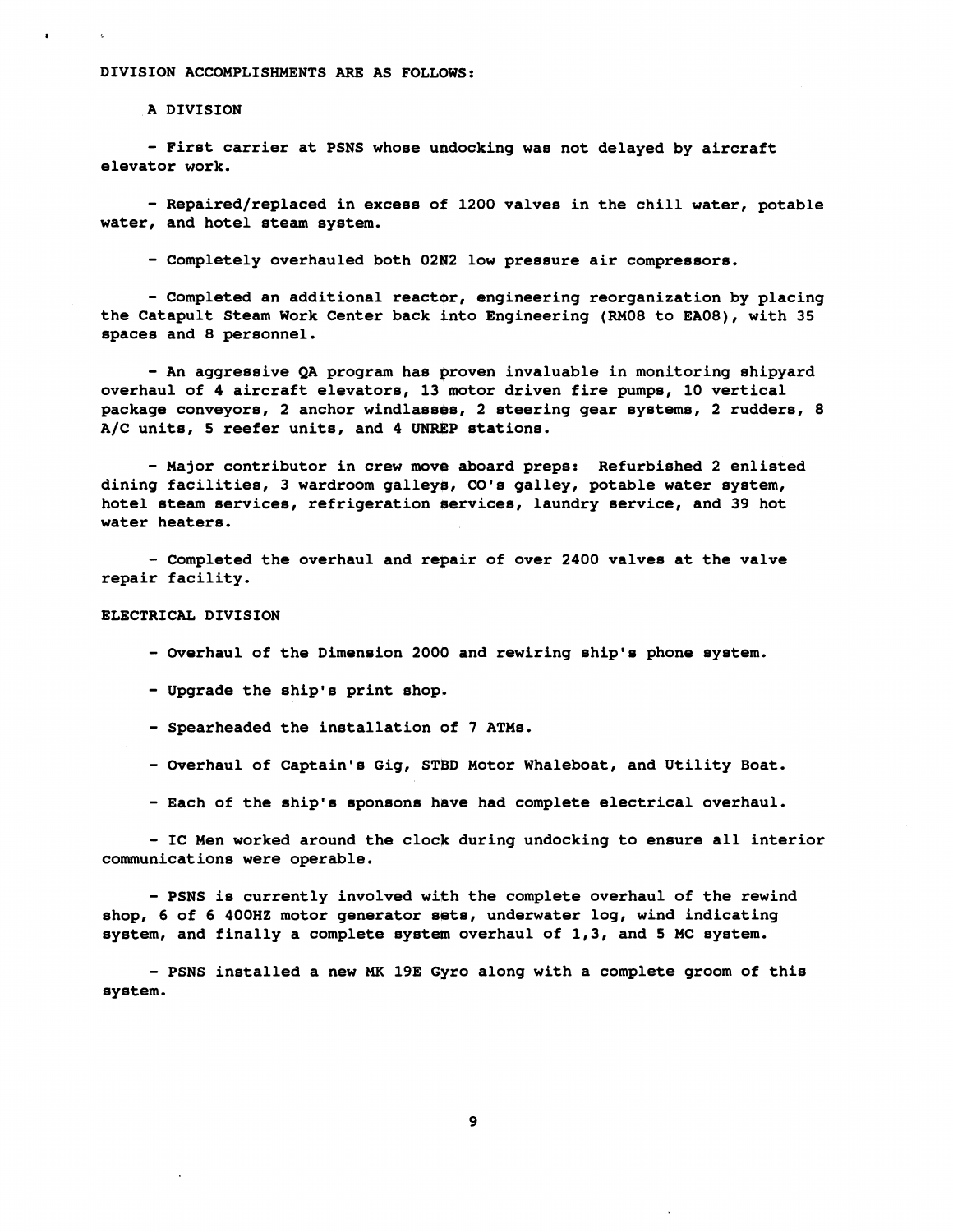DIVISION ACCOMPLISHMENTS ARE AS FOLLOWS:

A DIVISION

- First carrier at PSNS whose undocking was not delayed by aircraft elevator work.

- Repaired/replaced in excess of 1200 valves in the chill water, potable water, and hotel steam system.

- Completely overhauled both 02N2 low pressure air compressors.

- Completed an additional reactor, engineering reorganization by placing the Catapult Steam Work Center back into Engineering (RM08 to EA08), with 35 spaces and 8 personnel.

- An aggressive QA program has proven invaluable in monitoring shipyard overhaul of 4 aircraft elevators, 13 motor driven fire pumps, 10 vertical package conveyors, 2 anchor windlasses, 2 steering gear systems, 2 rudders, 8 A/C units, 5 reefer units, and 4 UNREP stations.

- Major contributor in crew move aboard preps: Refurbished 2 enlisted dining facilities, 3 wardroom galleys, CO's galley, potable water system, hotel steam services, refrigeration services, laundry service, and 39 hot water heaters.

- Completed the overhaul and repair of over 2400 valves at the valve repair facility.

ELECTRICAL DIVISION

- Overhaul of the Dimension 2000 and rewiring ship's phone system.

- Upgrade the ship's print shop.

- Spearheaded the installation of 7 ATMs.

- Overhaul of Captain's Gig, STBD Motor Whaleboat, and Utility Boat.

- Each of the ship's sponsons have had complete electrical overhaul.

- IC Men worked around the clock during undocking to ensure all interior communications were operable.

- PSNS is currently involved with the complete overhaul of the rewind shop, 6 of 6 400HZ motor generator sets, underwater log, wind indicating system, and finally a complete system overhaul of 1,3, and 5 MC system.

- PSNS installed a new MK 19E Gyro along with a complete groom of this system.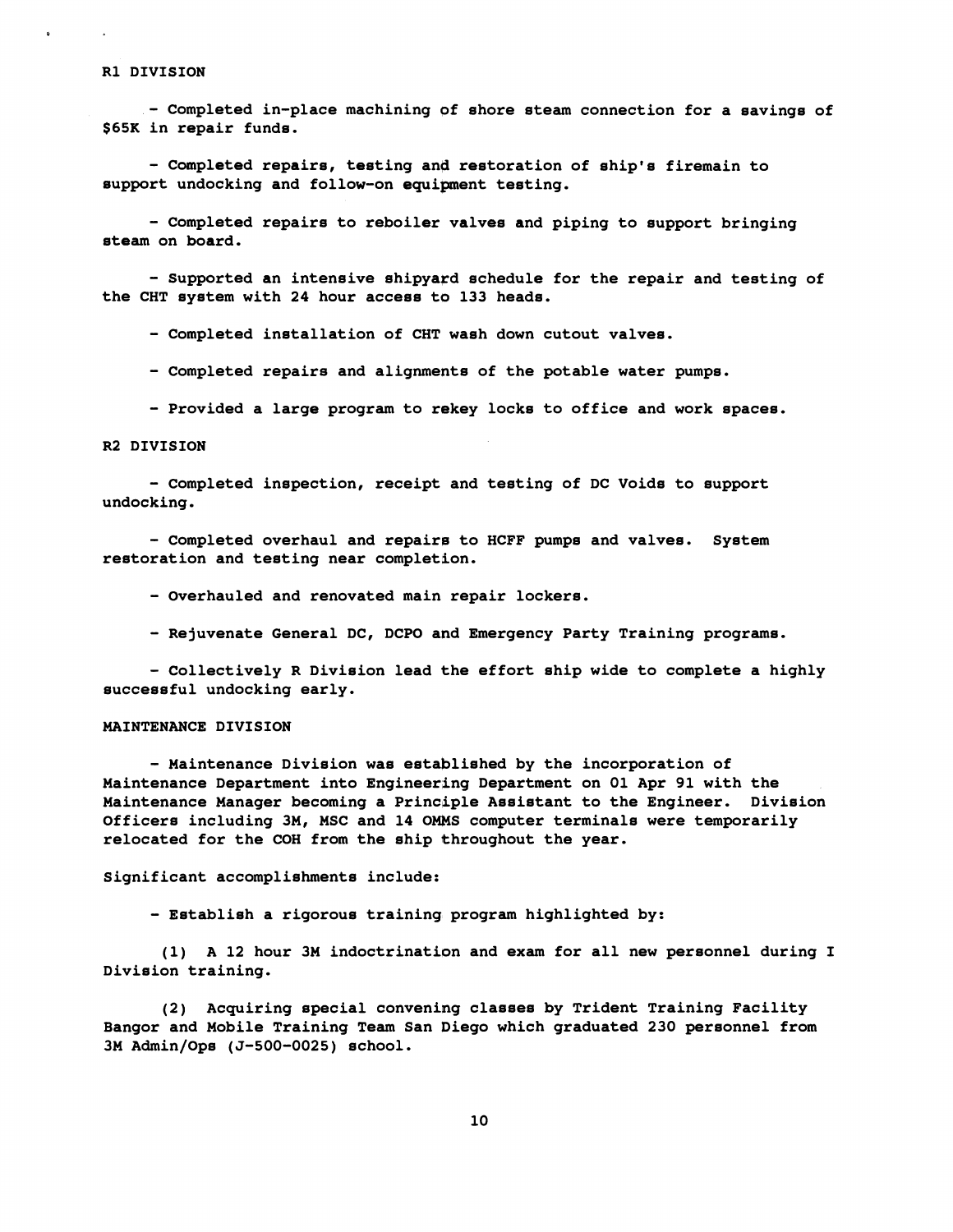## R1 DIVISION

- Completed in-place machining of shore steam connection for a savings of $65K in repair funds.

- Completed repairs, testing and restoration of ship's firemain to support undocking and follow-on equipment testing.

- Completed repairs to reboiler valves and piping to support bringing steam on board.

- Supported an intensive shipyard schedule for the repair and testing of the CHT system with 24 hour access to 133 heads.

- Completed installation of CHT wash down cutout valves.

- Completed repairs and alignments of the potable water pumps.

- Provided a large program to rekey locks to office and work spaces.

## R2 DIVISION

- Completed inspection, receipt and testing of DC Voids to support undocking.

- Completed overhaul and repairs to HCFF pumps and valves. System restoration and testing near completion.

- Overhauled and renovated main repair lockers.

- Rejuvenate General DC, DCPO and Emergency Party Training programs.

- Collectively R Division lead the effort ship wide to complete a highly successful undocking early.

## MAINTENANCE DIVISION

- Maintenance Division was established by the incorporation of Maintenance Department into Engineering Department on 01 Apr 91 with the Maintenance Manager becoming a Principle Assistant to the Engineer. Division Officers including 3M, MSC and 14 OMMS computer terminals were temporarily relocated for the COH from the ship throughout the year.

Significant accomplishments include:

- Establish a rigorous training program highlighted by:

(1) A 12 hour 3M indoctrination and exam for all new personnel during I Division training.

(2) Acquiring special convening classes by Trident Training Facility Bangor and Mobile Training Team San Diego which graduated 230 personnel from 3M Admin/Ops (J-500-0025) school.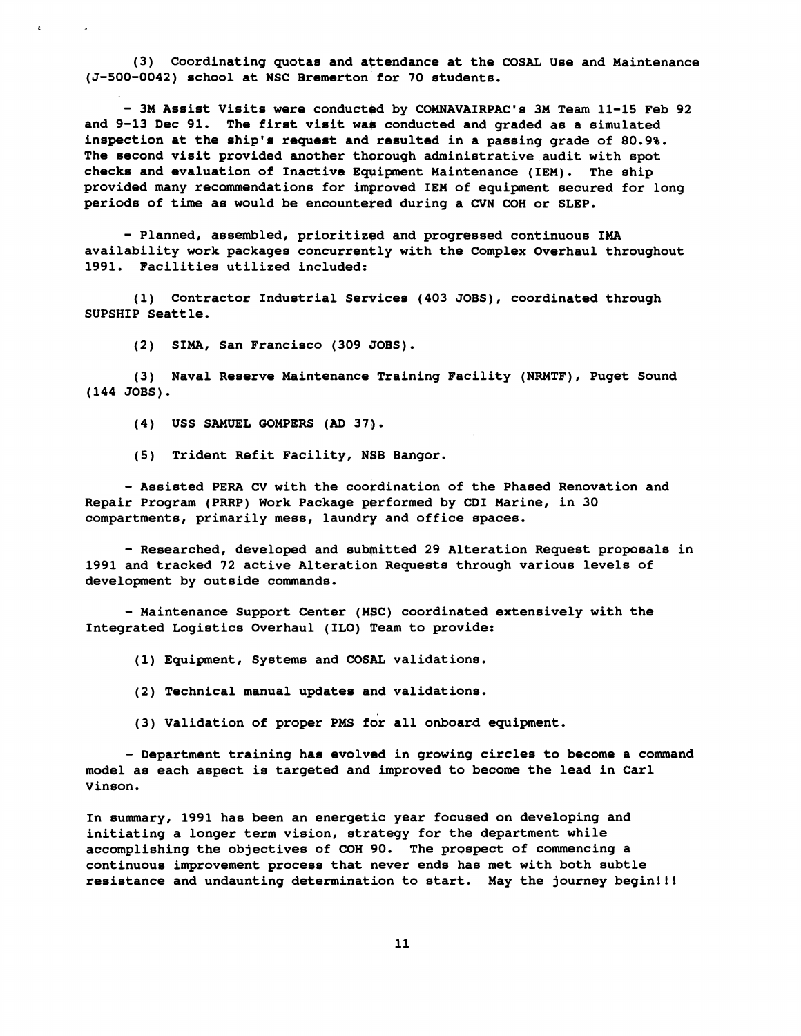(3) Coordinating quotas and attendance at the COSAL Use and Maintenance (J-500-0042) school at NSC Bremerton for 70 students.

- 3M Assist Visits were conducted by COMNAVAIRPAC's 3M Team 11-15 Feb 92 and 9-13 Dec 91. The first visit was conducted and graded as a simulated inspection at the ship's request and resulted in a passing grade of 80.9%. The second visit provided another thorough administrative audit with spot checks and evaluation of Inactive Equipment Maintenance (IEM). The ship provided many recommendations for improved IEM of equipment secured for long periods of time as would be encountered during a CVN COH or SLEP.

- Planned, assembled, prioritized and progressed continuous IMA availability work packages concurrently with the Complex Overhaul throughout 1991. Facilities utilized included:

(1) Contractor Industrial Services (403 JOBS), coordinated through SUPSHIP Seattle.

(2) SIMA, San Francisco (309 JOBS).

(3) Naval Reserve Maintenance Training Facility (NRMTF), Puget Sound (144 JOBS).

(4) USS SAMUEL GOMPERS (AD 37).

(5) Trident Refit Facility, NSB Bangor.

- Assisted PERA CV with the coordination of the Phased Renovation and Repair Program (PRRP) Work Package performed by CDI Marine, in 30 compartments, primarily mess, laundry and office spaces.

- Researched, developed and submitted 29 Alteration Request proposals in 1991 and tracked 72 active Alteration Requests through various levels of development by outside commands.

- Maintenance Support Center (MSC) coordinated extensively with the Integrated Logistics Overhaul (ILO) Team to provide:

(1) Equipment, Systems and COSAL validations.

(2) Technical manual updates and validations.

(3) Validation of proper PMS for all onboard equipment.

- Department training has evolved in growing circles to become a command model as each aspect is targeted and improved to become the lead in Carl Vinson.

In summary, 1991 has been an energetic year focused on developing and initiating a longer term vision, strategy for the department while accomplishing the objectives of COH 90. The prospect of commencing a continuous improvement process that never ends has met with both subtle resistance and undaunting determination to start. May the journey begin!!!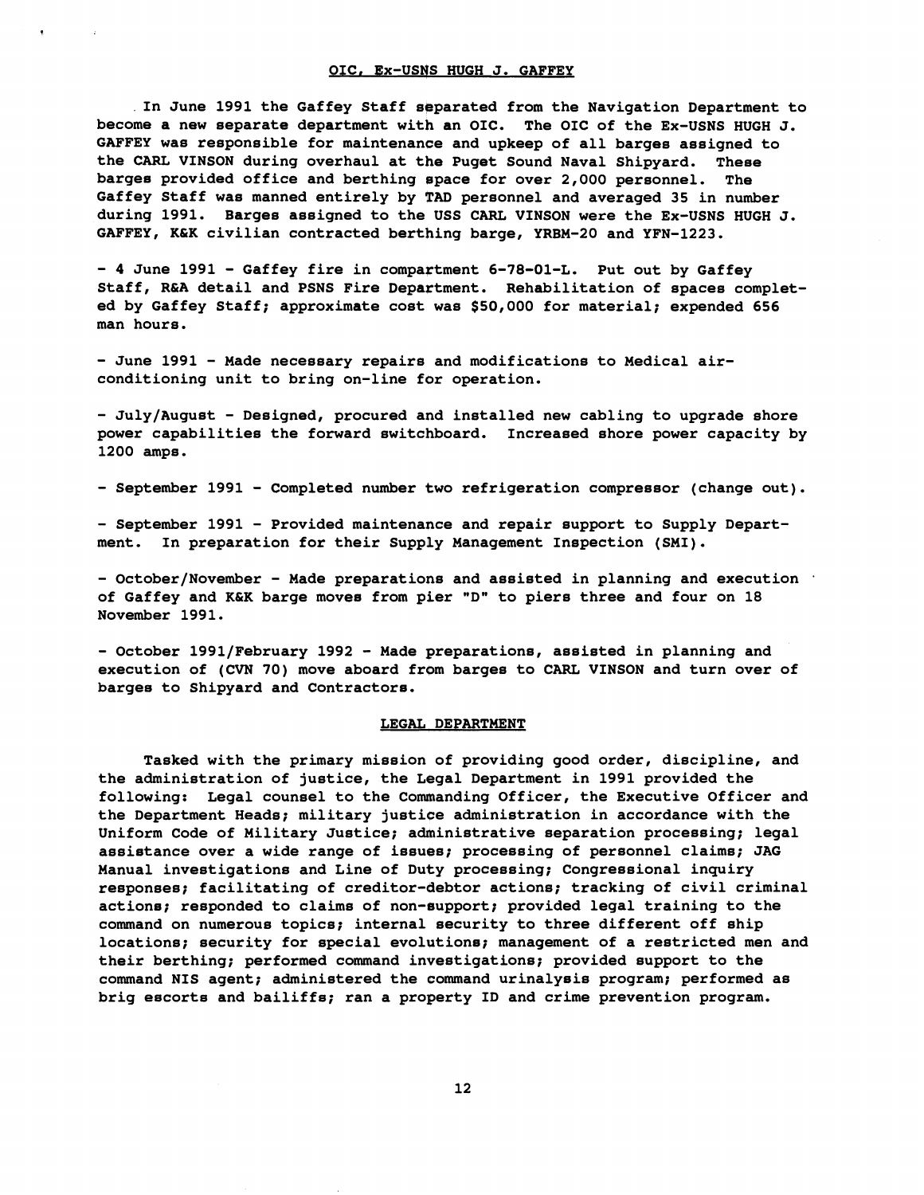## OIC, Ex-USNS HUGH J. GAFFEY

In June 1991 the Gaffey Staff separated from the Navigation Department to become a new separate department with an OIC. The OIC of the Ex-USNS HUGH J. GAFFEY was responsible for maintenance and upkeep of all barges assigned to the CARL VINSON during overhaul at the Puget Sound Naval Shipyard. These barges provided office and berthing space for over 2,000 personnel. The Gaffey Staff was manned entirely by TAD personnel and averaged 35 in number during 1991. Barges assigned to the USS CARL VINSON were the Ex-USNS HUGH J. GAFFEY, K&K civilian contracted berthing barge, YRBM-20 and YFN-1223.

- 4 June 1991 - Gaffey fire in compartment 6-78-01-L. Put out by Gaffey Staff, R&A detail and PSNS Fire Department. Rehabilitation of spaces completed by Gaffey Staff; approximate cost was $50,000 for material; expended 656 man hours.

- June 1991 - Made necessary repairs and modifications to Medical air-conditioning unit to bring on-line for operation.

- July/August - Designed, procured and installed new cabling to upgrade shore power capabilities the forward switchboard. Increased shore power capacity by 1200 amps.

- September 1991 - Completed number two refrigeration compressor (change out).

- September 1991 - Provided maintenance and repair support to Supply Department. In preparation for their Supply Management Inspection (SMI).

- October/November - Made preparations and assisted in planning and execution of Gaffey and K&K barge moves from pier "D" to piers three and four on 18 November 1991.

- October 1991/February 1992 - Made preparations, assisted in planning and execution of (CVN 70) move aboard from barges to CARL VINSON and turn over of barges to Shipyard and Contractors.

## LEGAL DEPARTMENT

Tasked with the primary mission of providing good order, discipline, and the administration of justice, the Legal Department in 1991 provided the following: Legal counsel to the Commanding Officer, the Executive Officer and the Department Heads; military justice administration in accordance with the Uniform Code of Military Justice; administrative separation processing; legal assistance over a wide range of issues; processing of personnel claims; JAG Manual investigations and Line of Duty processing; Congressional inquiry responses; facilitating of creditor-debtor actions; tracking of civil criminal actions; responded to claims of non-support; provided legal training to the command on numerous topics; internal security to three different off ship locations; security for special evolutions; management of a restricted men and their berthing; performed command investigations; provided support to the command NIS agent; administered the command urinalysis program; performed as brig escorts and bailiffs; ran a property ID and crime prevention program.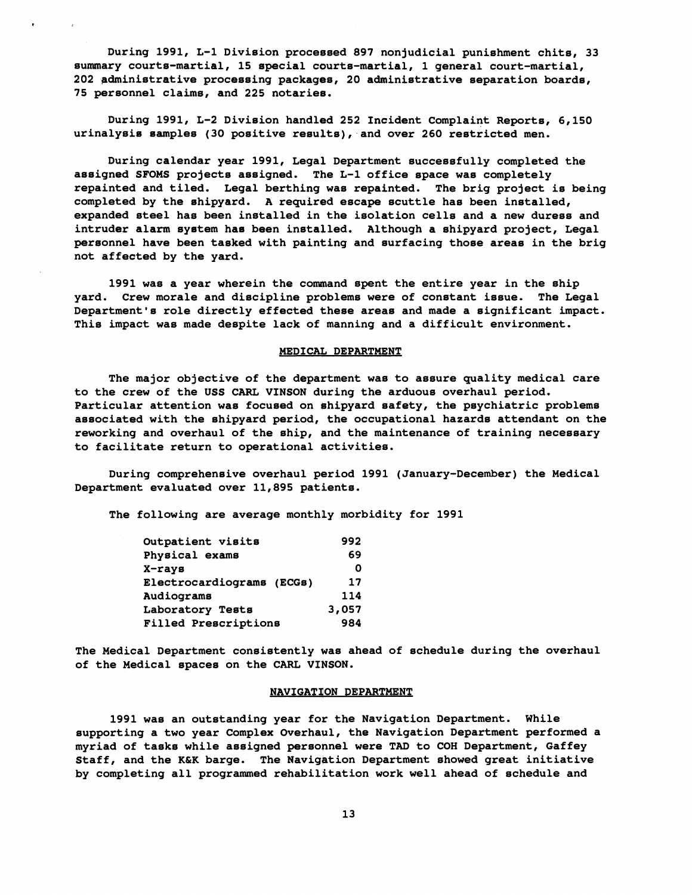During 1991, L-1 Division processed 897 nonjudicial punishment chits, 33 summary courts-martial, 15 special courts-martial, 1 general court-martial, 202 administrative processing packages, 20 administrative separation boards, 75 personnel claims, and 225 notaries.

During 1991, L-2 Division handled 252 Incident Complaint Reports, 6,150 urinalysis samples (30 positive results), and over 260 restricted men.

During calendar year 1991, Legal Department successfully completed the assigned SFOMS projects assigned. The L-1 office space was completely repainted and tiled. Legal berthing was repainted. The brig project is being completed by the shipyard. A required escape scuttle has been installed, expanded steel has been installed in the isolation cells and a new duress and intruder alarm system has been installed. Although a shipyard project, Legal personnel have been tasked with painting and surfacing those areas in the brig not affected by the yard.

1991 was a year wherein the command spent the entire year in the ship yard. Crew morale and discipline problems were of constant issue. The Legal Department's role directly effected these areas and made a significant impact. This impact was made despite lack of manning and a difficult environment.

## MEDICAL DEPARTMENT

The major objective of the department was to assure quality medical care to the crew of the USS CARL VINSON during the arduous overhaul period. Particular attention was focused on shipyard safety, the psychiatric problems associated with the shipyard period, the occupational hazards attendant on the reworking and overhaul of the ship, and the maintenance of training necessary to facilitate return to operational activities.

During comprehensive overhaul period 1991 (January-December) the Medical Department evaluated over 11,895 patients.

The following are average monthly morbidity for 1991

| | |
|---|---|
| Outpatient visits | 992 |
| Physical exams | 69 |
| X-rays | 0 |
| Electrocardiograms (ECGs) | 17 |
| Audiograms | 114 |
| Laboratory Tests | 3,057 |
| Filled Prescriptions | 984 |

The Medical Department consistently was ahead of schedule during the overhaul of the Medical spaces on the CARL VINSON.

## NAVIGATION DEPARTMENT

1991 was an outstanding year for the Navigation Department. While supporting a two year Complex Overhaul, the Navigation Department performed a myriad of tasks while assigned personnel were TAD to COH Department, Gaffey Staff, and the K&K barge. The Navigation Department showed great initiative by completing all programmed rehabilitation work well ahead of schedule and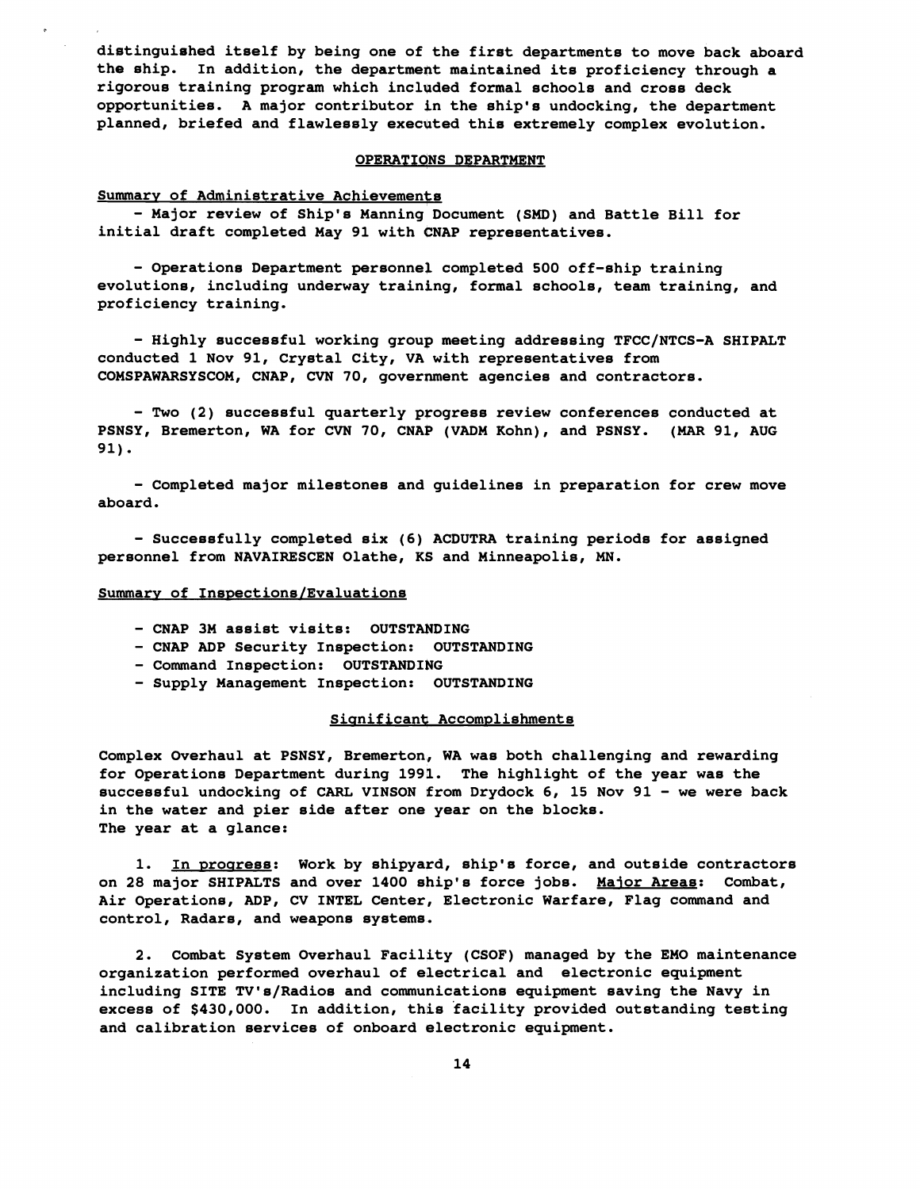distinguished itself by being one of the first departments to move back aboard the ship. In addition, the department maintained its proficiency through a rigorous training program which included formal schools and cross deck opportunities. A major contributor in the ship's undocking, the department planned, briefed and flawlessly executed this extremely complex evolution.

## OPERATIONS DEPARTMENT

### Summary of Administrative Achievements

- Major review of Ship's Manning Document (SMD) and Battle Bill for initial draft completed May 91 with CNAP representatives.

- Operations Department personnel completed 500 off-ship training evolutions, including underway training, formal schools, team training, and proficiency training.

- Highly successful working group meeting addressing TFCC/NTCS-A SHIPALT conducted 1 Nov 91, Crystal City, VA with representatives from COMSPAWARSYSCOM, CNAP, CVN 70, government agencies and contractors.

- Two (2) successful quarterly progress review conferences conducted at PSNSY, Bremerton, WA for CVN 70, CNAP (VADM Kohn), and PSNSY. (MAR 91, AUG 91).

- Completed major milestones and guidelines in preparation for crew move aboard.

- Successfully completed six (6) ACDUTRA training periods for assigned personnel from NAVAIRESCEN Olathe, KS and Minneapolis, MN.

### Summary of Inspections/Evaluations

- CNAP 3M assist visits: OUTSTANDING
- CNAP ADP Security Inspection: OUTSTANDING
- Command Inspection: OUTSTANDING
- Supply Management Inspection: OUTSTANDING

### Significant Accomplishments

Complex Overhaul at PSNSY, Bremerton, WA was both challenging and rewarding for Operations Department during 1991. The highlight of the year was the successful undocking of CARL VINSON from Drydock 6, 15 Nov 91 - we were back in the water and pier side after one year on the blocks.
The year at a glance:

1. In progress: Work by shipyard, ship's force, and outside contractors on 28 major SHIPALTS and over 1400 ship's force jobs. Major Areas: Combat, Air Operations, ADP, CV INTEL Center, Electronic Warfare, Flag command and control, Radars, and weapons systems.

2. Combat System Overhaul Facility (CSOF) managed by the EMO maintenance organization performed overhaul of electrical and electronic equipment including SITE TV's/Radios and communications equipment saving the Navy in excess of $430,000. In addition, this facility provided outstanding testing and calibration services of onboard electronic equipment.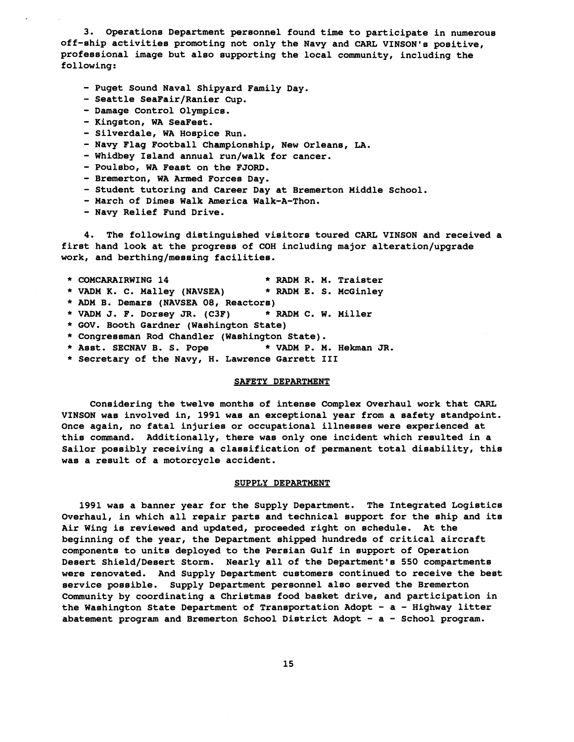3. Operations Department personnel found time to participate in numerous off-ship activities promoting not only the Navy and CARL VINSON's positive, professional image but also supporting the local community, including the following:

- Puget Sound Naval Shipyard Family Day.
- Seattle SeaFair/Ranier Cup.
- Damage Control Olympics.
- Kingston, WA SeaFest.
- Silverdale, WA Hospice Run.
- Navy Flag Football Championship, New Orleans, LA.
- Whidbey Island annual run/walk for cancer.
- Poulsbo, WA Feast on the FJORD.
- Bremerton, WA Armed Forces Day.
- Student tutoring and Career Day at Bremerton Middle School.
- March of Dimes Walk America Walk-A-Thon.
- Navy Relief Fund Drive.

4. The following distinguished visitors toured CARL VINSON and received a first hand look at the progress of COH including major alteration/upgrade work, and berthing/messing facilities.

* COMCARAIRWING 14
* RADM R. M. Traister
* VADM K. C. Malley (NAVSEA)
* RADM E. S. McGinley
* ADM B. Demars (NAVSEA 08, Reactors)
* VADM J. F. Dorsey JR. (C3F)
* RADM C. W. Miller
* GOV. Booth Gardner (Washington State)
* Congressman Rod Chandler (Washington State).
* Asst. SECNAV B. S. Pope
* VADM P. M. Hekman JR.
* Secretary of the Navy, H. Lawrence Garrett III

## SAFETY DEPARTMENT

Considering the twelve months of intense Complex Overhaul work that CARL VINSON was involved in, 1991 was an exceptional year from a safety standpoint. Once again, no fatal injuries or occupational illnesses were experienced at this command. Additionally, there was only one incident which resulted in a Sailor possibly receiving a classification of permanent total disability, this was a result of a motorcycle accident.

## SUPPLY DEPARTMENT

1991 was a banner year for the Supply Department. The Integrated Logistics Overhaul, in which all repair parts and technical support for the ship and its Air Wing is reviewed and updated, proceeded right on schedule. At the beginning of the year, the Department shipped hundreds of critical aircraft components to units deployed to the Persian Gulf in support of Operation Desert Shield/Desert Storm. Nearly all of the Department's 550 compartments were renovated. And Supply Department customers continued to receive the best service possible. Supply Department personnel also served the Bremerton Community by coordinating a Christmas food basket drive, and participation in the Washington State Department of Transportation Adopt - a - Highway litter abatement program and Bremerton School District Adopt - a - School program.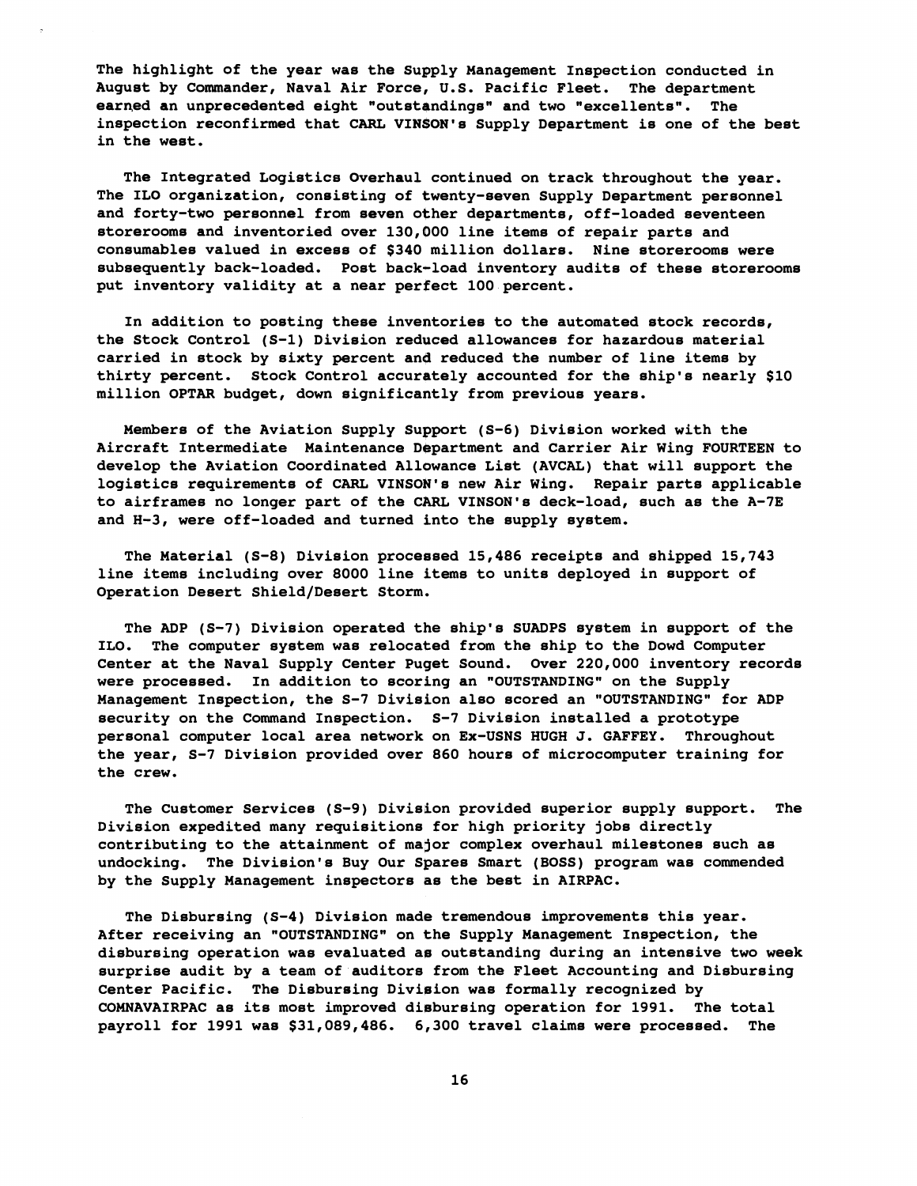The highlight of the year was the Supply Management Inspection conducted in August by Commander, Naval Air Force, U.S. Pacific Fleet. The department earned an unprecedented eight "outstandings" and two "excellents". The inspection reconfirmed that CARL VINSON's Supply Department is one of the best in the west.

The Integrated Logistics Overhaul continued on track throughout the year. The ILO organization, consisting of twenty-seven Supply Department personnel and forty-two personnel from seven other departments, off-loaded seventeen storerooms and inventoried over 130,000 line items of repair parts and consumables valued in excess of $340 million dollars. Nine storerooms were subsequently back-loaded. Post back-load inventory audits of these storerooms put inventory validity at a near perfect 100 percent.

In addition to posting these inventories to the automated stock records, the Stock Control (S-1) Division reduced allowances for hazardous material carried in stock by sixty percent and reduced the number of line items by thirty percent. Stock Control accurately accounted for the ship's nearly $10 million OPTAR budget, down significantly from previous years.

Members of the Aviation Supply Support (S-6) Division worked with the Aircraft Intermediate Maintenance Department and Carrier Air Wing FOURTEEN to develop the Aviation Coordinated Allowance List (AVCAL) that will support the logistics requirements of CARL VINSON's new Air Wing. Repair parts applicable to airframes no longer part of the CARL VINSON's deck-load, such as the A-7E and H-3, were off-loaded and turned into the supply system.

The Material (S-8) Division processed 15,486 receipts and shipped 15,743 line items including over 8000 line items to units deployed in support of Operation Desert Shield/Desert Storm.

The ADP (S-7) Division operated the ship's SUADPS system in support of the ILO. The computer system was relocated from the ship to the Dowd Computer Center at the Naval Supply Center Puget Sound. Over 220,000 inventory records were processed. In addition to scoring an "OUTSTANDING" on the Supply Management Inspection, the S-7 Division also scored an "OUTSTANDING" for ADP security on the Command Inspection. S-7 Division installed a prototype personal computer local area network on Ex-USNS HUGH J. GAFFEY. Throughout the year, S-7 Division provided over 860 hours of microcomputer training for the crew.

The Customer Services (S-9) Division provided superior supply support. The Division expedited many requisitions for high priority jobs directly contributing to the attainment of major complex overhaul milestones such as undocking. The Division's Buy Our Spares Smart (BOSS) program was commended by the Supply Management inspectors as the best in AIRPAC.

The Disbursing (S-4) Division made tremendous improvements this year. After receiving an "OUTSTANDING" on the Supply Management Inspection, the disbursing operation was evaluated as outstanding during an intensive two week surprise audit by a team of auditors from the Fleet Accounting and Disbursing Center Pacific. The Disbursing Division was formally recognized by COMNAVAIRPAC as its most improved disbursing operation for 1991. The total payroll for 1991 was $31,089,486. 6,300 travel claims were processed. The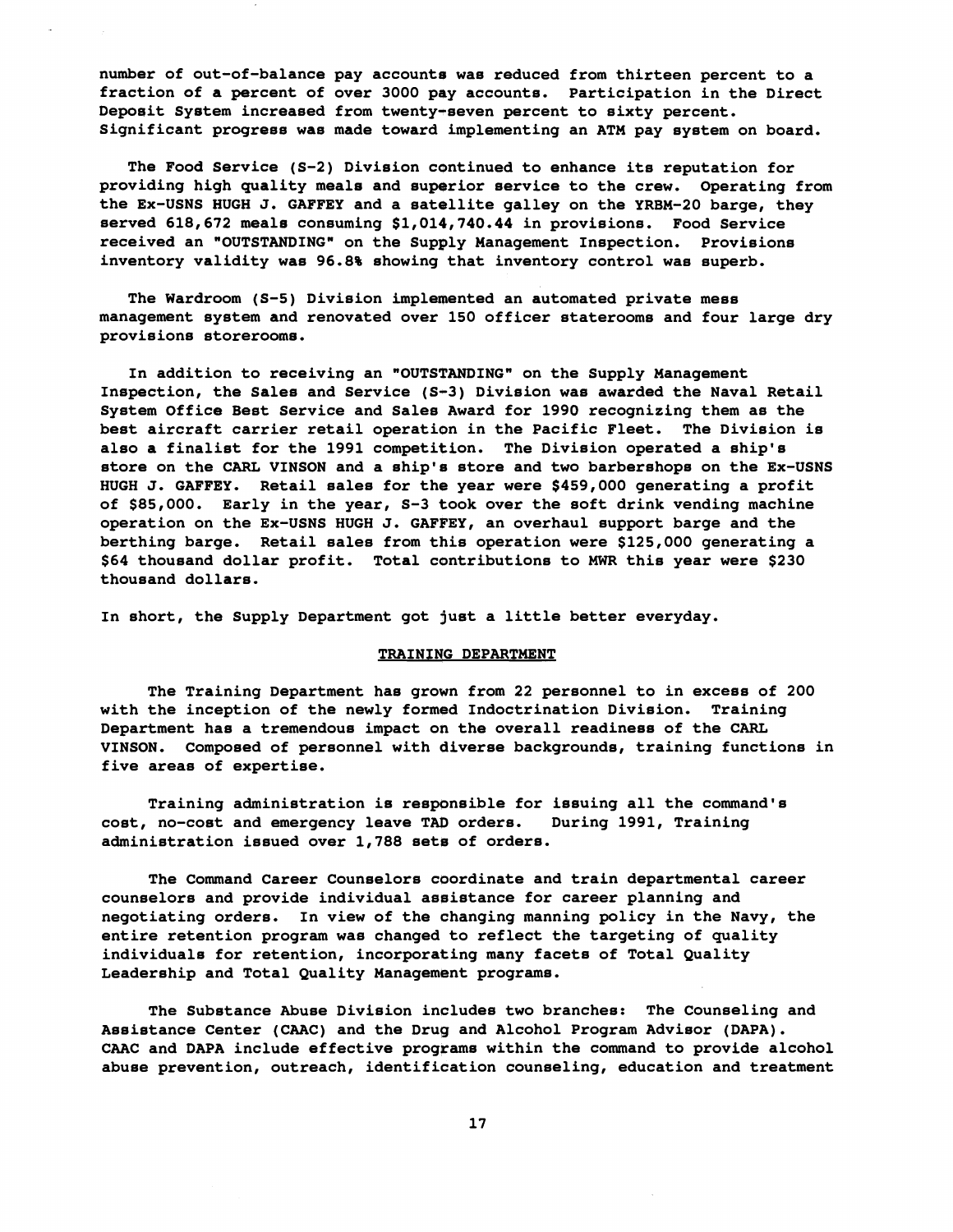number of out-of-balance pay accounts was reduced from thirteen percent to a fraction of a percent of over 3000 pay accounts. Participation in the Direct Deposit System increased from twenty-seven percent to sixty percent. Significant progress was made toward implementing an ATM pay system on board.

The Food Service (S-2) Division continued to enhance its reputation for providing high quality meals and superior service to the crew. Operating from the Ex-USNS HUGH J. GAFFEY and a satellite galley on the YRBM-20 barge, they served 618,672 meals consuming $1,014,740.44 in provisions. Food Service received an "OUTSTANDING" on the Supply Management Inspection. Provisions inventory validity was 96.8% showing that inventory control was superb.

The Wardroom (S-5) Division implemented an automated private mess management system and renovated over 150 officer staterooms and four large dry provisions storerooms.

In addition to receiving an "OUTSTANDING" on the Supply Management Inspection, the Sales and Service (S-3) Division was awarded the Naval Retail System Office Best Service and Sales Award for 1990 recognizing them as the best aircraft carrier retail operation in the Pacific Fleet. The Division is also a finalist for the 1991 competition. The Division operated a ship's store on the CARL VINSON and a ship's store and two barbershops on the Ex-USNS HUGH J. GAFFEY. Retail sales for the year were $459,000 generating a profit of $85,000. Early in the year, S-3 took over the soft drink vending machine operation on the Ex-USNS HUGH J. GAFFEY, an overhaul support barge and the berthing barge. Retail sales from this operation were $125,000 generating a $64 thousand dollar profit. Total contributions to MWR this year were $230 thousand dollars.

In short, the Supply Department got just a little better everyday.

## TRAINING DEPARTMENT

The Training Department has grown from 22 personnel to in excess of 200 with the inception of the newly formed Indoctrination Division. Training Department has a tremendous impact on the overall readiness of the CARL VINSON. Composed of personnel with diverse backgrounds, training functions in five areas of expertise.

Training administration is responsible for issuing all the command's cost, no-cost and emergency leave TAD orders. During 1991, Training administration issued over 1,788 sets of orders.

The Command Career Counselors coordinate and train departmental career counselors and provide individual assistance for career planning and negotiating orders. In view of the changing manning policy in the Navy, the entire retention program was changed to reflect the targeting of quality individuals for retention, incorporating many facets of Total Quality Leadership and Total Quality Management programs.

The Substance Abuse Division includes two branches: The Counseling and Assistance Center (CAAC) and the Drug and Alcohol Program Advisor (DAPA). CAAC and DAPA include effective programs within the command to provide alcohol abuse prevention, outreach, identification counseling, education and treatment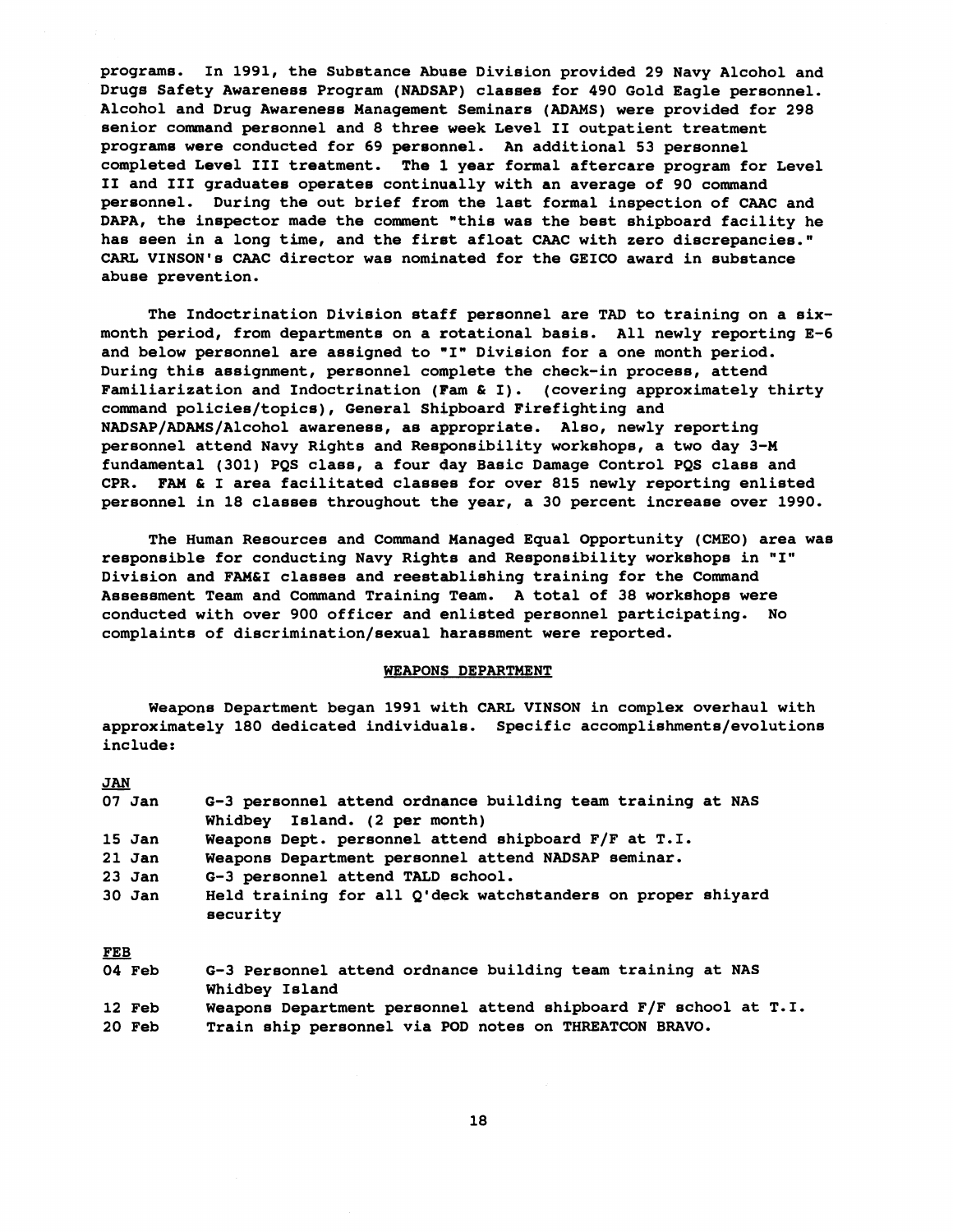programs. In 1991, the Substance Abuse Division provided 29 Navy Alcohol and Drugs Safety Awareness Program (NADSAP) classes for 490 Gold Eagle personnel. Alcohol and Drug Awareness Management Seminars (ADAMS) were provided for 298 senior command personnel and 8 three week Level II outpatient treatment programs were conducted for 69 personnel. An additional 53 personnel completed Level III treatment. The 1 year formal aftercare program for Level II and III graduates operates continually with an average of 90 command personnel. During the out brief from the last formal inspection of CAAC and DAPA, the inspector made the comment "this was the best shipboard facility he has seen in a long time, and the first afloat CAAC with zero discrepancies." CARL VINSON's CAAC director was nominated for the GEICO award in substance abuse prevention.

The Indoctrination Division staff personnel are TAD to training on a six-month period, from departments on a rotational basis. All newly reporting E-6 and below personnel are assigned to "I" Division for a one month period. During this assignment, personnel complete the check-in process, attend Familiarization and Indoctrination (Fam & I). (covering approximately thirty command policies/topics), General Shipboard Firefighting and NADSAP/ADAMS/Alcohol awareness, as appropriate. Also, newly reporting personnel attend Navy Rights and Responsibility workshops, a two day 3-M fundamental (301) PQS class, a four day Basic Damage Control PQS class and CPR. FAM & I area facilitated classes for over 815 newly reporting enlisted personnel in 18 classes throughout the year, a 30 percent increase over 1990.

The Human Resources and Command Managed Equal Opportunity (CMEO) area was responsible for conducting Navy Rights and Responsibility workshops in "I" Division and FAM&I classes and reestablishing training for the Command Assessment Team and Command Training Team. A total of 38 workshops were conducted with over 900 officer and enlisted personnel participating. No complaints of discrimination/sexual harassment were reported.

## WEAPONS DEPARTMENT

Weapons Department began 1991 with CARL VINSON in complex overhaul with approximately 180 dedicated individuals. Specific accomplishments/evolutions include:

**JAN**

| | |
|---|---|
| 07 Jan | G-3 personnel attend ordnance building team training at NAS Whidbey Island. (2 per month) |
| 15 Jan | Weapons Dept. personnel attend shipboard F/F at T.I. |
| 21 Jan | Weapons Department personnel attend NADSAP seminar. |
| 23 Jan | G-3 personnel attend TALD school. |
| 30 Jan | Held training for all Q'deck watchstanders on proper shiyard security |

**FEB**

| | |
|---|---|
| 04 Feb | G-3 Personnel attend ordnance building team training at NAS Whidbey Island |
| 12 Feb | Weapons Department personnel attend shipboard F/F school at T.I. |
| 20 Feb | Train ship personnel via POD notes on THREATCON BRAVO. |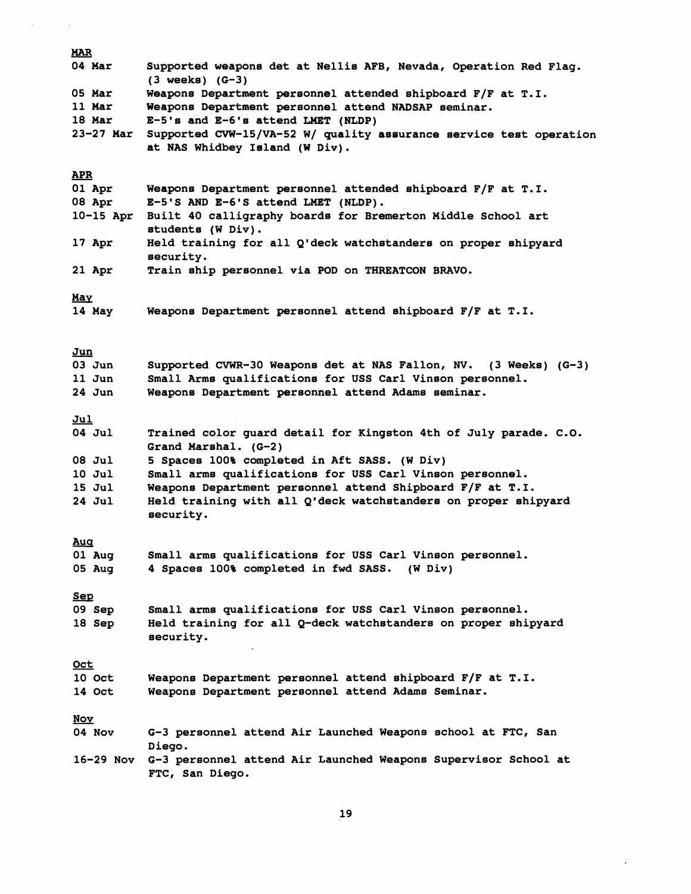**MAR**

| | |
|---|---|
| 04 Mar | Supported weapons det at Nellis AFB, Nevada, Operation Red Flag. (3 weeks) (G-3) |
| 05 Mar | Weapons Department personnel attended shipboard F/F at T.I. |
| 11 Mar | Weapons Department personnel attend NADSAP seminar. |
| 18 Mar | E-5's and E-6's attend LMET (NLDP) |
| 23-27 Mar | Supported CVW-15/VA-52 W/ quality assurance service test operation at NAS Whidbey Island (W Div). |

**APR**

| | |
|---|---|
| 01 Apr | Weapons Department personnel attended shipboard F/F at T.I. |
| 08 Apr | E-5'S AND E-6'S attend LMET (NLDP). |
| 10-15 Apr | Built 40 calligraphy boards for Bremerton Middle School art students (W Div). |
| 17 Apr | Held training for all Q'deck watchstanders on proper shipyard security. |
| 21 Apr | Train ship personnel via POD on THREATCON BRAVO. |

**May**

| | |
|---|---|
| 14 May | Weapons Department personnel attend shipboard F/F at T.I. |

**Jun**

| | |
|---|---|
| 03 Jun | Supported CVWR-30 Weapons det at NAS Fallon, NV. (3 Weeks) (G-3) |
| 11 Jun | Small Arms qualifications for USS Carl Vinson personnel. |
| 24 Jun | Weapons Department personnel attend Adams seminar. |

**Jul**

| | |
|---|---|
| 04 Jul | Trained color guard detail for Kingston 4th of July parade. C.O. Grand Marshal. (G-2) |
| 08 Jul | 5 Spaces 100% completed in Aft SASS. (W Div) |
| 10 Jul | Small arms qualifications for USS Carl Vinson personnel. |
| 15 Jul | Weapons Department personnel attend Shipboard F/F at T.I. |
| 24 Jul | Held training with all Q'deck watchstanders on proper shipyard security. |

**Aug**

| | |
|---|---|
| 01 Aug | Small arms qualifications for USS Carl Vinson personnel. |
| 05 Aug | 4 Spaces 100% completed in fwd SASS. (W Div) |

**Sep**

| | |
|---|---|
| 09 Sep | Small arms qualifications for USS Carl Vinson personnel. |
| 18 Sep | Held training for all Q-deck watchstanders on proper shipyard security. |

**Oct**

| | |
|---|---|
| 10 Oct | Weapons Department personnel attend shipboard F/F at T.I. |
| 14 Oct | Weapons Department personnel attend Adams Seminar. |

**Nov**

| | |
|---|---|
| 04 Nov | G-3 personnel attend Air Launched Weapons school at FTC, San Diego. |
| 16-29 Nov | G-3 personnel attend Air Launched Weapons Supervisor School at FTC, San Diego. |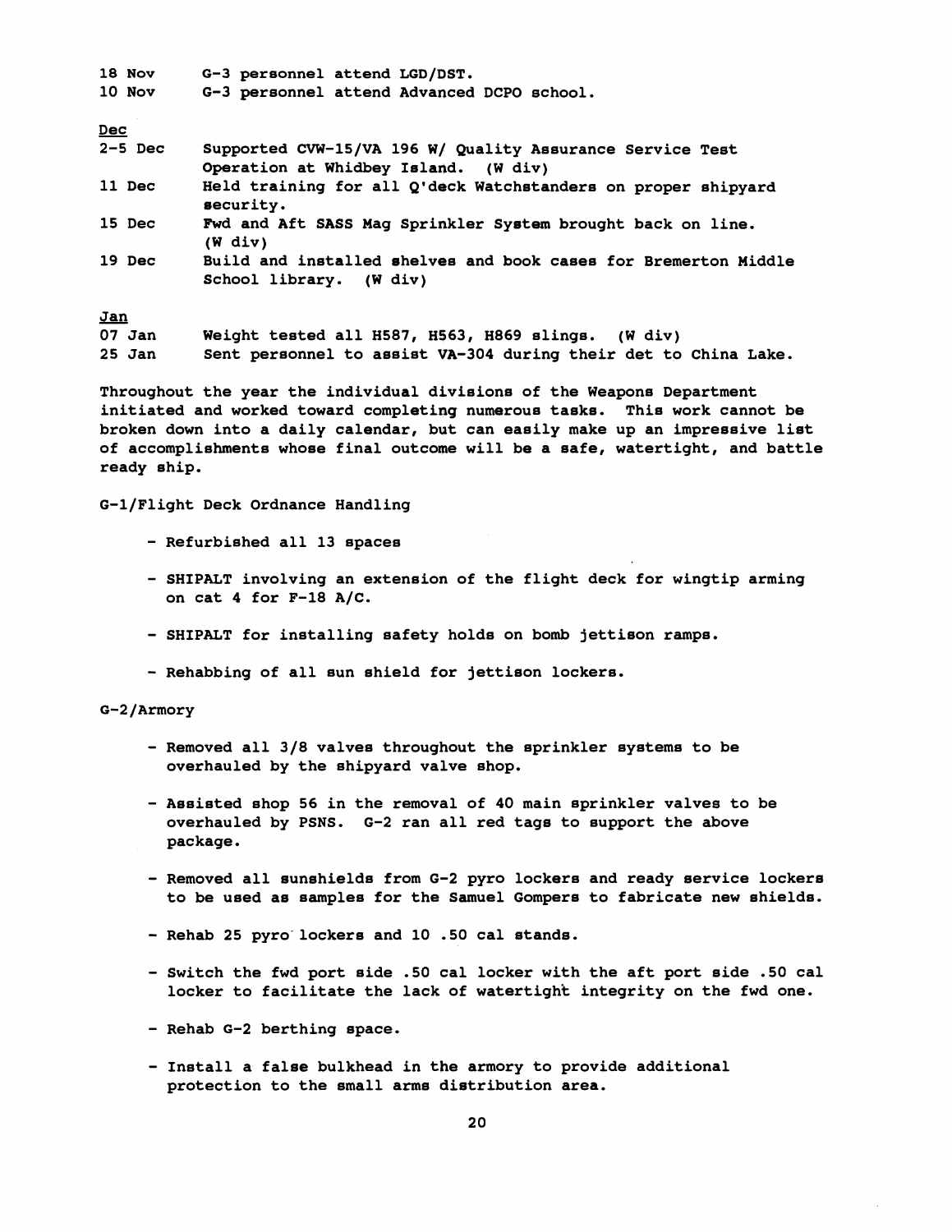18 Nov G-3 personnel attend LGD/DST.

10 Nov G-3 personnel attend Advanced DCPO school.

Dec

2-5 Dec Supported CVW-15/VA 196 W/ Quality Assurance Service Test Operation at Whidbey Island. (W div)

11 Dec Held training for all Q'deck Watchstanders on proper shipyard security.

15 Dec Fwd and Aft SASS Mag Sprinkler System brought back on line. (W div)

19 Dec Build and installed shelves and book cases for Bremerton Middle School library. (W div)

Jan

07 Jan Weight tested all H587, H563, H869 slings. (W div)

25 Jan Sent personnel to assist VA-304 during their det to China Lake.

Throughout the year the individual divisions of the Weapons Department initiated and worked toward completing numerous tasks. This work cannot be broken down into a daily calendar, but can easily make up an impressive list of accomplishments whose final outcome will be a safe, watertight, and battle ready ship.

G-1/Flight Deck Ordnance Handling

- Refurbished all 13 spaces
- SHIPALT involving an extension of the flight deck for wingtip arming on cat 4 for F-18 A/C.
- SHIPALT for installing safety holds on bomb jettison ramps.
- Rehabbing of all sun shield for jettison lockers.

G-2/Armory

- Removed all 3/8 valves throughout the sprinkler systems to be overhauled by the shipyard valve shop.
- Assisted shop 56 in the removal of 40 main sprinkler valves to be overhauled by PSNS. G-2 ran all red tags to support the above package.
- Removed all sunshields from G-2 pyro lockers and ready service lockers to be used as samples for the Samuel Gompers to fabricate new shields.
- Rehab 25 pyro lockers and 10 .50 cal stands.
- Switch the fwd port side .50 cal locker with the aft port side .50 cal locker to facilitate the lack of watertight integrity on the fwd one.
- Rehab G-2 berthing space.
- Install a false bulkhead in the armory to provide additional protection to the small arms distribution area.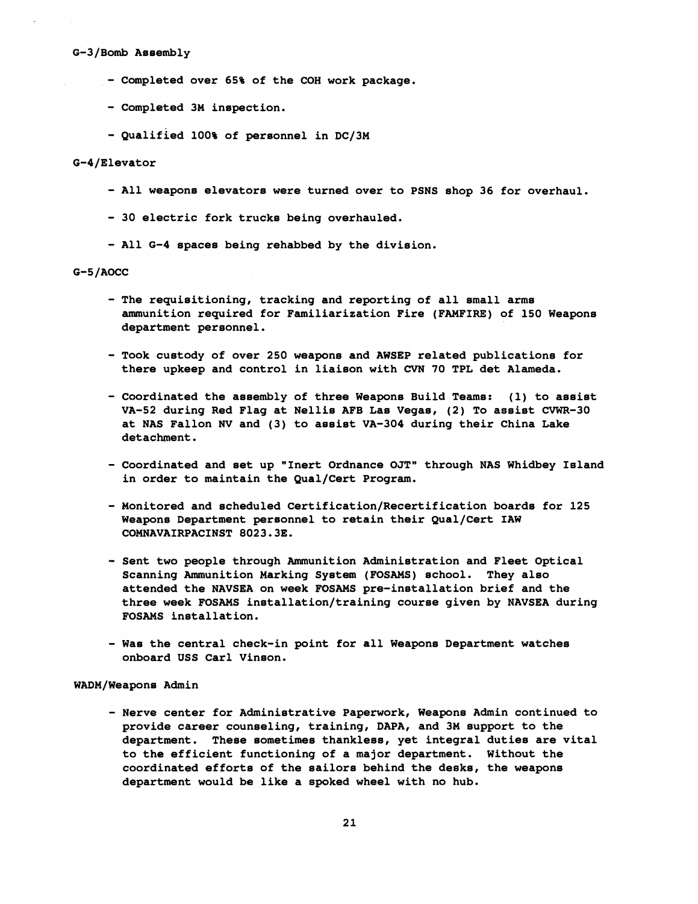G-3/Bomb Assembly

- Completed over 65% of the COH work package.
- Completed 3M inspection.
- Qualified 100% of personnel in DC/3M

G-4/Elevator

- All weapons elevators were turned over to PSNS shop 36 for overhaul.
- 30 electric fork trucks being overhauled.
- All G-4 spaces being rehabbed by the division.

G-5/AOCC

- The requisitioning, tracking and reporting of all small arms ammunition required for Familiarization Fire (FAMFIRE) of 150 Weapons department personnel.
- Took custody of over 250 weapons and AWSEP related publications for there upkeep and control in liaison with CVN 70 TPL det Alameda.
- Coordinated the assembly of three Weapons Build Teams: (1) to assist VA-52 during Red Flag at Nellis AFB Las Vegas, (2) To assist CVWR-30 at NAS Fallon NV and (3) to assist VA-304 during their China Lake detachment.
- Coordinated and set up "Inert Ordnance OJT" through NAS Whidbey Island in order to maintain the Qual/Cert Program.
- Monitored and scheduled Certification/Recertification boards for 125 Weapons Department personnel to retain their Qual/Cert IAW COMNAVAIRPACINST 8023.3E.
- Sent two people through Ammunition Administration and Fleet Optical Scanning Ammunition Marking System (FOSAMS) school. They also attended the NAVSEA on week FOSAMS pre-installation brief and the three week FOSAMS installation/training course given by NAVSEA during FOSAMS installation.
- Was the central check-in point for all Weapons Department watches onboard USS Carl Vinson.

WADM/Weapons Admin

- Nerve center for Administrative Paperwork, Weapons Admin continued to provide career counseling, training, DAPA, and 3M support to the department. These sometimes thankless, yet integral duties are vital to the efficient functioning of a major department. Without the coordinated efforts of the sailors behind the desks, the weapons department would be like a spoked wheel with no hub.